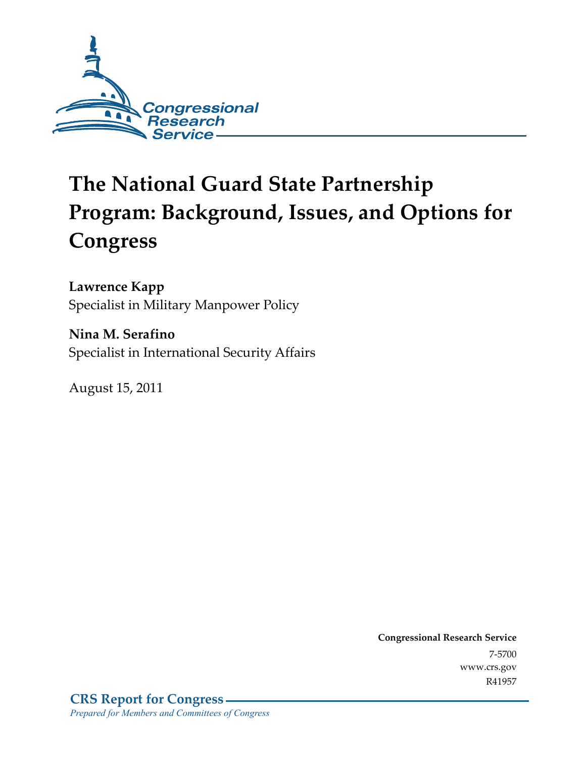Congressional Research Service

# The National Guard State Partnership Program: Background, Issues, and Options for Congress

**Lawrence Kapp**
Specialist in Military Manpower Policy

**Nina M. Serafino**
Specialist in International Security Affairs

August 15, 2011

**Congressional Research Service**
7-5700
www.crs.gov
R41957

**CRS Report for Congress**
*Prepared for Members and Committees of Congress*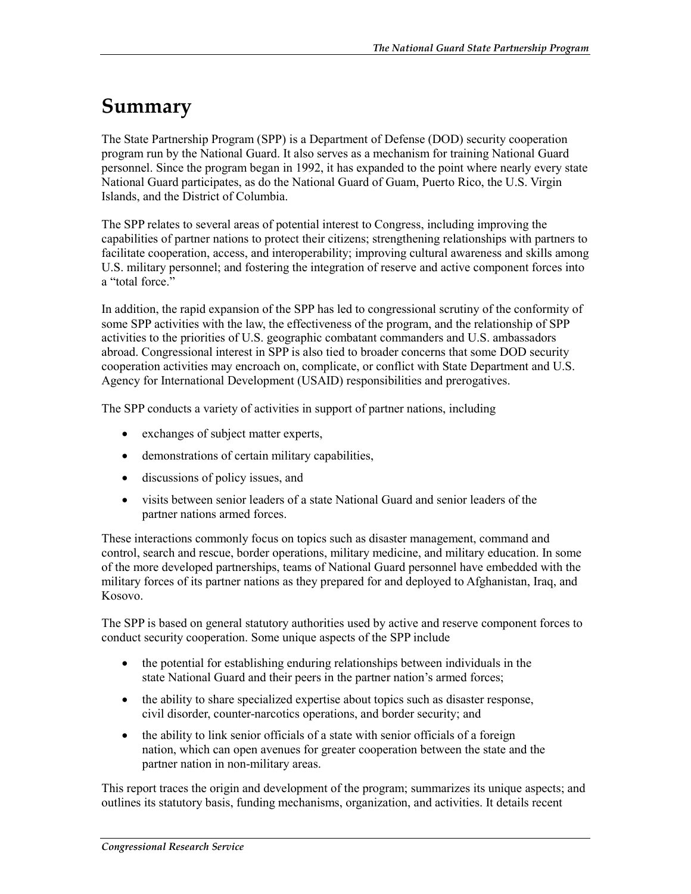# Summary

The State Partnership Program (SPP) is a Department of Defense (DOD) security cooperation program run by the National Guard. It also serves as a mechanism for training National Guard personnel. Since the program began in 1992, it has expanded to the point where nearly every state National Guard participates, as do the National Guard of Guam, Puerto Rico, the U.S. Virgin Islands, and the District of Columbia.

The SPP relates to several areas of potential interest to Congress, including improving the capabilities of partner nations to protect their citizens; strengthening relationships with partners to facilitate cooperation, access, and interoperability; improving cultural awareness and skills among U.S. military personnel; and fostering the integration of reserve and active component forces into a "total force."

In addition, the rapid expansion of the SPP has led to congressional scrutiny of the conformity of some SPP activities with the law, the effectiveness of the program, and the relationship of SPP activities to the priorities of U.S. geographic combatant commanders and U.S. ambassadors abroad. Congressional interest in SPP is also tied to broader concerns that some DOD security cooperation activities may encroach on, complicate, or conflict with State Department and U.S. Agency for International Development (USAID) responsibilities and prerogatives.

The SPP conducts a variety of activities in support of partner nations, including

- exchanges of subject matter experts,
- demonstrations of certain military capabilities,
- discussions of policy issues, and
- visits between senior leaders of a state National Guard and senior leaders of the partner nations armed forces.

These interactions commonly focus on topics such as disaster management, command and control, search and rescue, border operations, military medicine, and military education. In some of the more developed partnerships, teams of National Guard personnel have embedded with the military forces of its partner nations as they prepared for and deployed to Afghanistan, Iraq, and Kosovo.

The SPP is based on general statutory authorities used by active and reserve component forces to conduct security cooperation. Some unique aspects of the SPP include

- the potential for establishing enduring relationships between individuals in the state National Guard and their peers in the partner nation's armed forces;
- the ability to share specialized expertise about topics such as disaster response, civil disorder, counter-narcotics operations, and border security; and
- the ability to link senior officials of a state with senior officials of a foreign nation, which can open avenues for greater cooperation between the state and the partner nation in non-military areas.

This report traces the origin and development of the program; summarizes its unique aspects; and outlines its statutory basis, funding mechanisms, organization, and activities. It details recent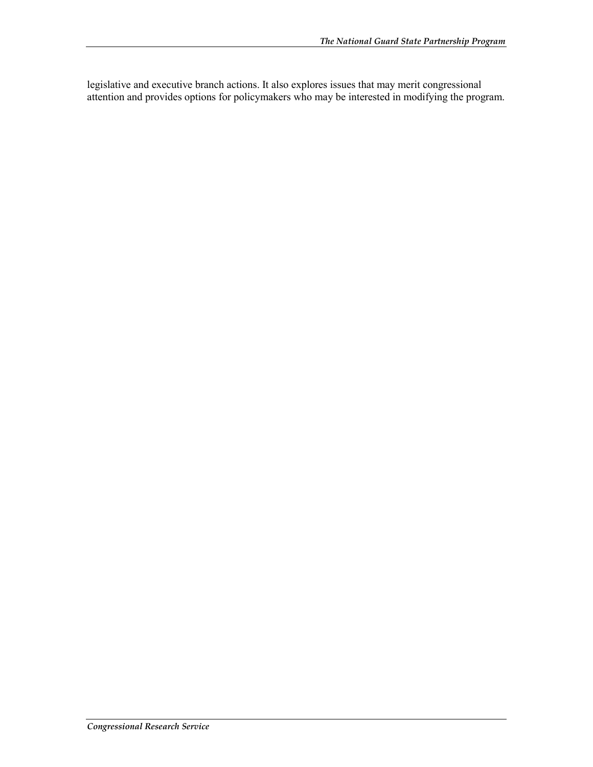legislative and executive branch actions. It also explores issues that may merit congressional attention and provides options for policymakers who may be interested in modifying the program.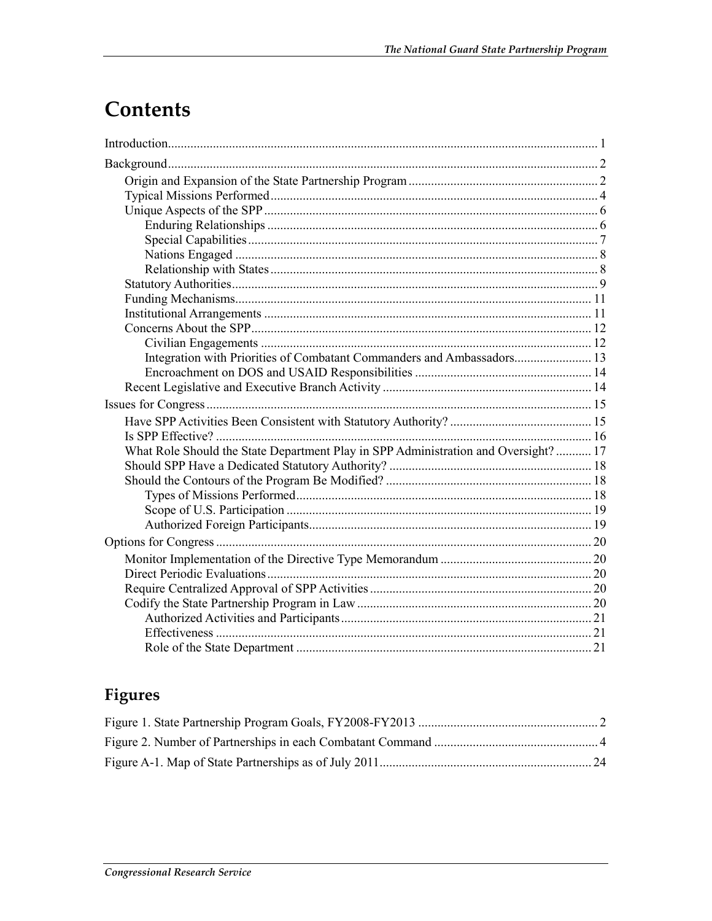# Contents

Introduction..................................................................................................................................... 1

Background..................................................................................................................................... 2

Origin and Expansion of the State Partnership Program .......................................................... 2

Typical Missions Performed..................................................................................................... 4

Unique Aspects of the SPP....................................................................................................... 6

Enduring Relationships ...................................................................................................... 6

Special Capabilities............................................................................................................ 7

Nations Engaged ................................................................................................................ 8

Relationship with States..................................................................................................... 8

Statutory Authorities................................................................................................................. 9

Funding Mechanisms.............................................................................................................. 11

Institutional Arrangements ...................................................................................................... 11

Concerns About the SPP......................................................................................................... 12

Civilian Engagements ...................................................................................................... 12

Integration with Priorities of Combatant Commanders and Ambassadors........................ 13

Encroachment on DOS and USAID Responsibilities ....................................................... 14

Recent Legislative and Executive Branch Activity ................................................................ 14

Issues for Congress....................................................................................................................... 15

Have SPP Activities Been Consistent with Statutory Authority? ............................................ 15

Is SPP Effective? .................................................................................................................... 16

What Role Should the State Department Play in SPP Administration and Oversight? ........... 17

Should SPP Have a Dedicated Statutory Authority? ............................................................... 18

Should the Contours of the Program Be Modified? ................................................................ 18

Types of Missions Performed........................................................................................... 18

Scope of U.S. Participation .............................................................................................. 19

Authorized Foreign Participants....................................................................................... 19

Options for Congress .................................................................................................................... 20

Monitor Implementation of the Directive Type Memorandum ............................................... 20

Direct Periodic Evaluations.................................................................................................... 20

Require Centralized Approval of SPP Activities ..................................................................... 20

Codify the State Partnership Program in Law ......................................................................... 20

Authorized Activities and Participants............................................................................. 21

Effectiveness .................................................................................................................... 21

Role of the State Department ........................................................................................... 21

## Figures

Figure 1. State Partnership Program Goals, FY2008-FY2013 ........................................................ 2

Figure 2. Number of Partnerships in each Combatant Command ................................................... 4

Figure A-1. Map of State Partnerships as of July 2011.................................................................. 24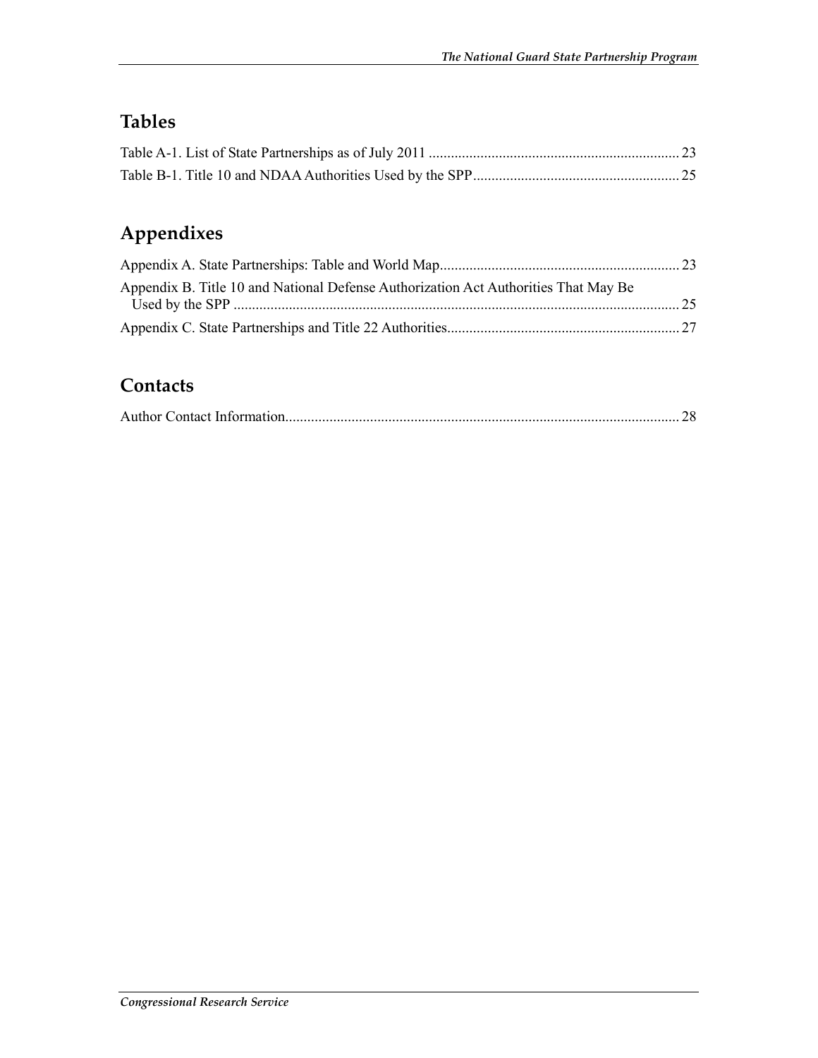## Tables

Table A-1. List of State Partnerships as of July 2011 .................................................................. 23

Table B-1. Title 10 and NDAA Authorities Used by the SPP....................................................... 25

## Appendixes

Appendix A. State Partnerships: Table and World Map................................................................ 23

Appendix B. Title 10 and National Defense Authorization Act Authorities That May Be Used by the SPP ....................................................................................................................... 25

Appendix C. State Partnerships and Title 22 Authorities.............................................................. 27

## Contacts

Author Contact Information.......................................................................................................... 28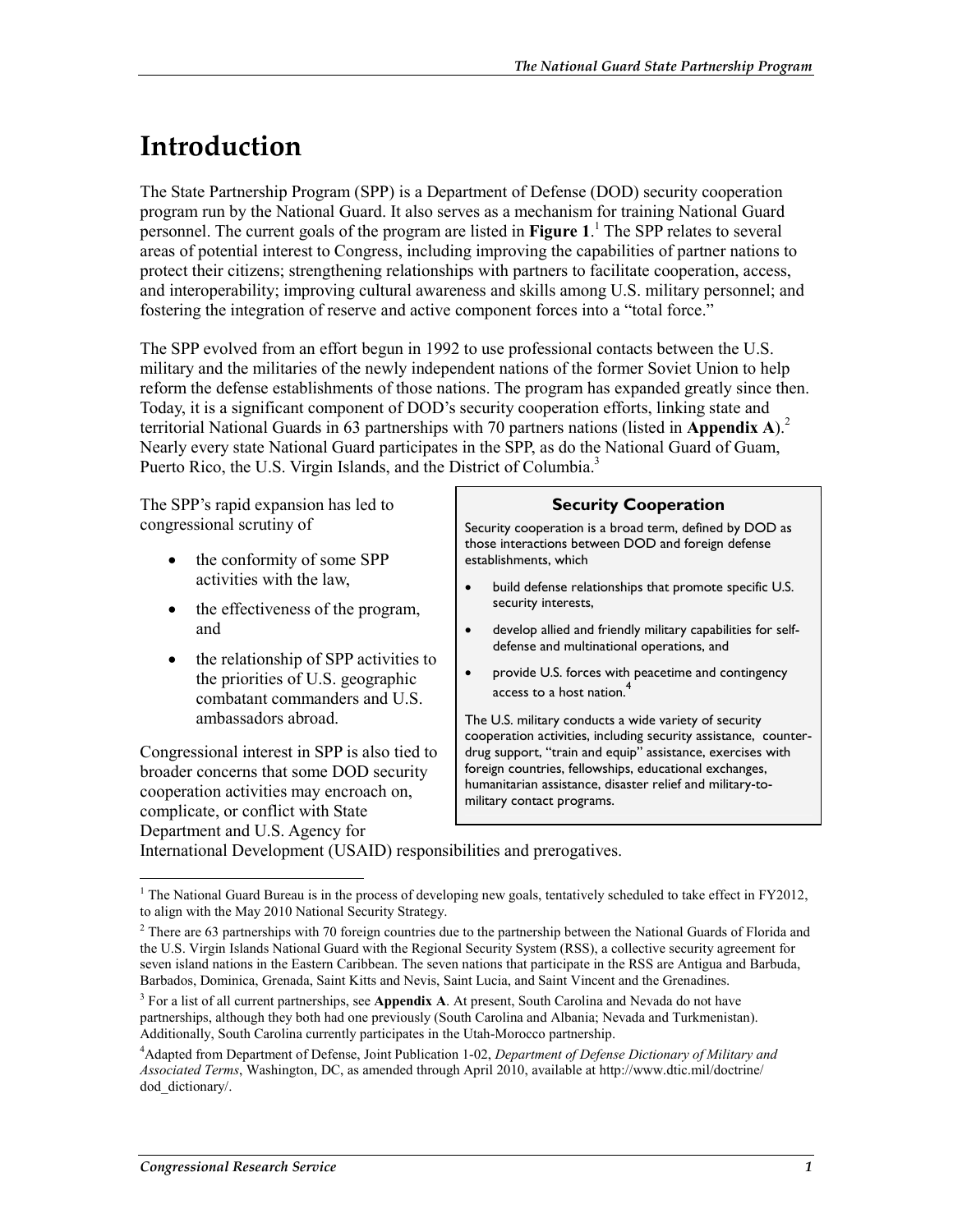# Introduction

The State Partnership Program (SPP) is a Department of Defense (DOD) security cooperation program run by the National Guard. It also serves as a mechanism for training National Guard personnel. The current goals of the program are listed in **Figure 1**.[1] The SPP relates to several areas of potential interest to Congress, including improving the capabilities of partner nations to protect their citizens; strengthening relationships with partners to facilitate cooperation, access, and interoperability; improving cultural awareness and skills among U.S. military personnel; and fostering the integration of reserve and active component forces into a "total force."

The SPP evolved from an effort begun in 1992 to use professional contacts between the U.S. military and the militaries of the newly independent nations of the former Soviet Union to help reform the defense establishments of those nations. The program has expanded greatly since then. Today, it is a significant component of DOD's security cooperation efforts, linking state and territorial National Guards in 63 partnerships with 70 partners nations (listed in **Appendix A**).[2] Nearly every state National Guard participates in the SPP, as do the National Guard of Guam, Puerto Rico, the U.S. Virgin Islands, and the District of Columbia.[3]

The SPP's rapid expansion has led to congressional scrutiny of

- the conformity of some SPP activities with the law,
- the effectiveness of the program, and
- the relationship of SPP activities to the priorities of U.S. geographic combatant commanders and U.S. ambassadors abroad.

Congressional interest in SPP is also tied to broader concerns that some DOD security cooperation activities may encroach on, complicate, or conflict with State Department and U.S. Agency for International Development (USAID) responsibilities and prerogatives.

> **Security Cooperation**
>
> Security cooperation is a broad term, defined by DOD as those interactions between DOD and foreign defense establishments, which
>
> - build defense relationships that promote specific U.S. security interests,
> - develop allied and friendly military capabilities for self-defense and multinational operations, and
> - provide U.S. forces with peacetime and contingency access to a host nation.[4]
>
> The U.S. military conducts a wide variety of security cooperation activities, including security assistance, counter-drug support, "train and equip" assistance, exercises with foreign countries, fellowships, educational exchanges, humanitarian assistance, disaster relief and military-to-military contact programs.

---

[1] The National Guard Bureau is in the process of developing new goals, tentatively scheduled to take effect in FY2012, to align with the May 2010 National Security Strategy.

[2] There are 63 partnerships with 70 foreign countries due to the partnership between the National Guards of Florida and the U.S. Virgin Islands National Guard with the Regional Security System (RSS), a collective security agreement for seven island nations in the Eastern Caribbean. The seven nations that participate in the RSS are Antigua and Barbuda, Barbados, Dominica, Grenada, Saint Kitts and Nevis, Saint Lucia, and Saint Vincent and the Grenadines.

[3] For a list of all current partnerships, see **Appendix A**. At present, South Carolina and Nevada do not have partnerships, although they both had one previously (South Carolina and Albania; Nevada and Turkmenistan). Additionally, South Carolina currently participates in the Utah-Morocco partnership.

[4] Adapted from Department of Defense, Joint Publication 1-02, *Department of Defense Dictionary of Military and Associated Terms*, Washington, DC, as amended through April 2010, available at http://www.dtic.mil/doctrine/dod_dictionary/.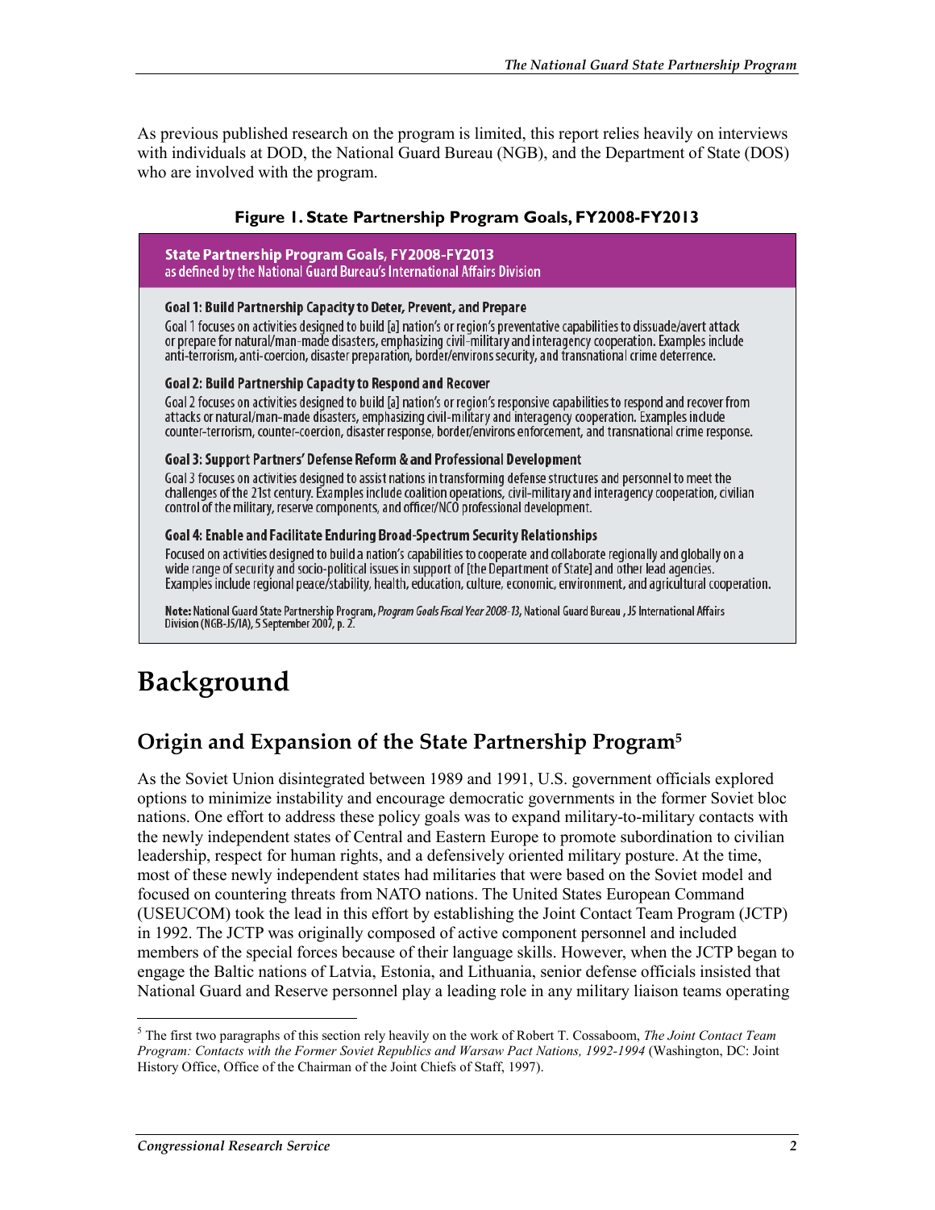As previous published research on the program is limited, this report relies heavily on interviews with individuals at DOD, the National Guard Bureau (NGB), and the Department of State (DOS) who are involved with the program.

**Figure 1. State Partnership Program Goals, FY2008-FY2013**

**State Partnership Program Goals, FY2008-FY2013**
as defined by the National Guard Bureau's International Affairs Division

**Goal 1: Build Partnership Capacity to Deter, Prevent, and Prepare**

Goal 1 focuses on activities designed to build [a] nation's or region's preventative capabilities to dissuade/avert attack or prepare for natural/man-made disasters, emphasizing civil-military and interagency cooperation. Examples include anti-terrorism, anti-coercion, disaster preparation, border/environs security, and transnational crime deterrence.

**Goal 2: Build Partnership Capacity to Respond and Recover**

Goal 2 focuses on activities designed to build [a] nation's or region's responsive capabilities to respond and recover from attacks or natural/man-made disasters, emphasizing civil-military and interagency cooperation. Examples include counter-terrorism, counter-coercion, disaster response, border/environs enforcement, and transnational crime response.

**Goal 3: Support Partners' Defense Reform & and Professional Development**

Goal 3 focuses on activities designed to assist nations in transforming defense structures and personnel to meet the challenges of the 21st century. Examples include coalition operations, civil-military and interagency cooperation, civilian control of the military, reserve components, and officer/NCO professional development.

**Goal 4: Enable and Facilitate Enduring Broad-Spectrum Security Relationships**

Focused on activities designed to build a nation's capabilities to cooperate and collaborate regionally and globally on a wide range of security and socio-political issues in support of [the Department of State] and other lead agencies. Examples include regional peace/stability, health, education, culture, economic, environment, and agricultural cooperation.

**Note:** National Guard State Partnership Program, *Program Goals Fiscal Year 2008-13*, National Guard Bureau , J5 International Affairs Division (NGB-J5/IA), 5 September 2007, p. 2.

# Background

## Origin and Expansion of the State Partnership Program[5]

As the Soviet Union disintegrated between 1989 and 1991, U.S. government officials explored options to minimize instability and encourage democratic governments in the former Soviet bloc nations. One effort to address these policy goals was to expand military-to-military contacts with the newly independent states of Central and Eastern Europe to promote subordination to civilian leadership, respect for human rights, and a defensively oriented military posture. At the time, most of these newly independent states had militaries that were based on the Soviet model and focused on countering threats from NATO nations. The United States European Command (USEUCOM) took the lead in this effort by establishing the Joint Contact Team Program (JCTP) in 1992. The JCTP was originally composed of active component personnel and included members of the special forces because of their language skills. However, when the JCTP began to engage the Baltic nations of Latvia, Estonia, and Lithuania, senior defense officials insisted that National Guard and Reserve personnel play a leading role in any military liaison teams operating

[5] The first two paragraphs of this section rely heavily on the work of Robert T. Cossaboom, *The Joint Contact Team Program: Contacts with the Former Soviet Republics and Warsaw Pact Nations, 1992-1994* (Washington, DC: Joint History Office, Office of the Chairman of the Joint Chiefs of Staff, 1997).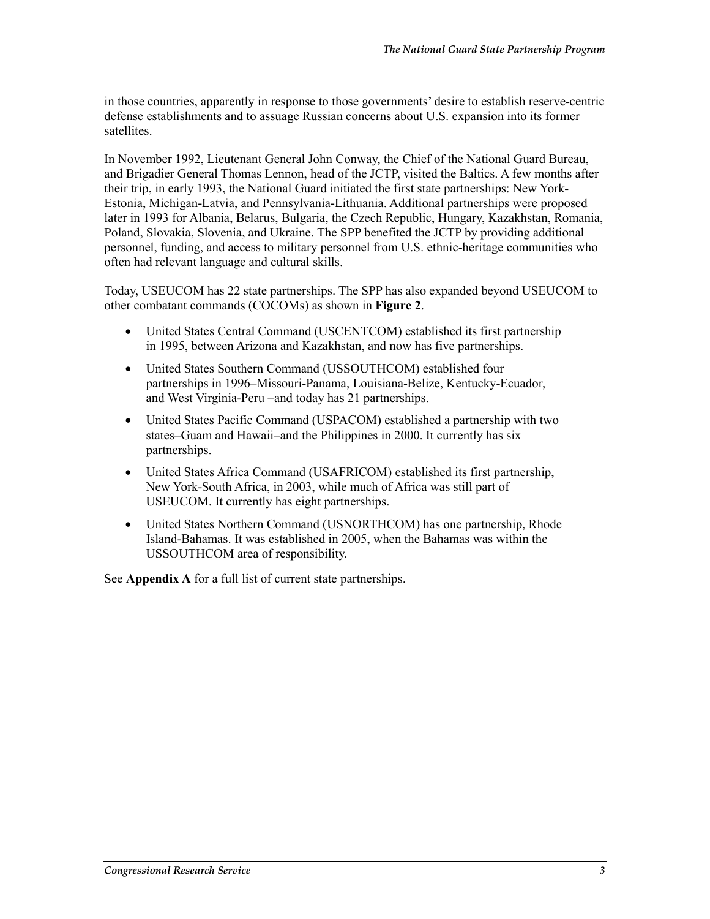in those countries, apparently in response to those governments' desire to establish reserve-centric defense establishments and to assuage Russian concerns about U.S. expansion into its former satellites.

In November 1992, Lieutenant General John Conway, the Chief of the National Guard Bureau, and Brigadier General Thomas Lennon, head of the JCTP, visited the Baltics. A few months after their trip, in early 1993, the National Guard initiated the first state partnerships: New York-Estonia, Michigan-Latvia, and Pennsylvania-Lithuania. Additional partnerships were proposed later in 1993 for Albania, Belarus, Bulgaria, the Czech Republic, Hungary, Kazakhstan, Romania, Poland, Slovakia, Slovenia, and Ukraine. The SPP benefited the JCTP by providing additional personnel, funding, and access to military personnel from U.S. ethnic-heritage communities who often had relevant language and cultural skills.

Today, USEUCOM has 22 state partnerships. The SPP has also expanded beyond USEUCOM to other combatant commands (COCOMs) as shown in **Figure 2**.

- United States Central Command (USCENTCOM) established its first partnership in 1995, between Arizona and Kazakhstan, and now has five partnerships.
- United States Southern Command (USSOUTHCOM) established four partnerships in 1996–Missouri-Panama, Louisiana-Belize, Kentucky-Ecuador, and West Virginia-Peru –and today has 21 partnerships.
- United States Pacific Command (USPACOM) established a partnership with two states–Guam and Hawaii–and the Philippines in 2000. It currently has six partnerships.
- United States Africa Command (USAFRICOM) established its first partnership, New York-South Africa, in 2003, while much of Africa was still part of USEUCOM. It currently has eight partnerships.
- United States Northern Command (USNORTHCOM) has one partnership, Rhode Island-Bahamas. It was established in 2005, when the Bahamas was within the USSOUTHCOM area of responsibility.

See **Appendix A** for a full list of current state partnerships.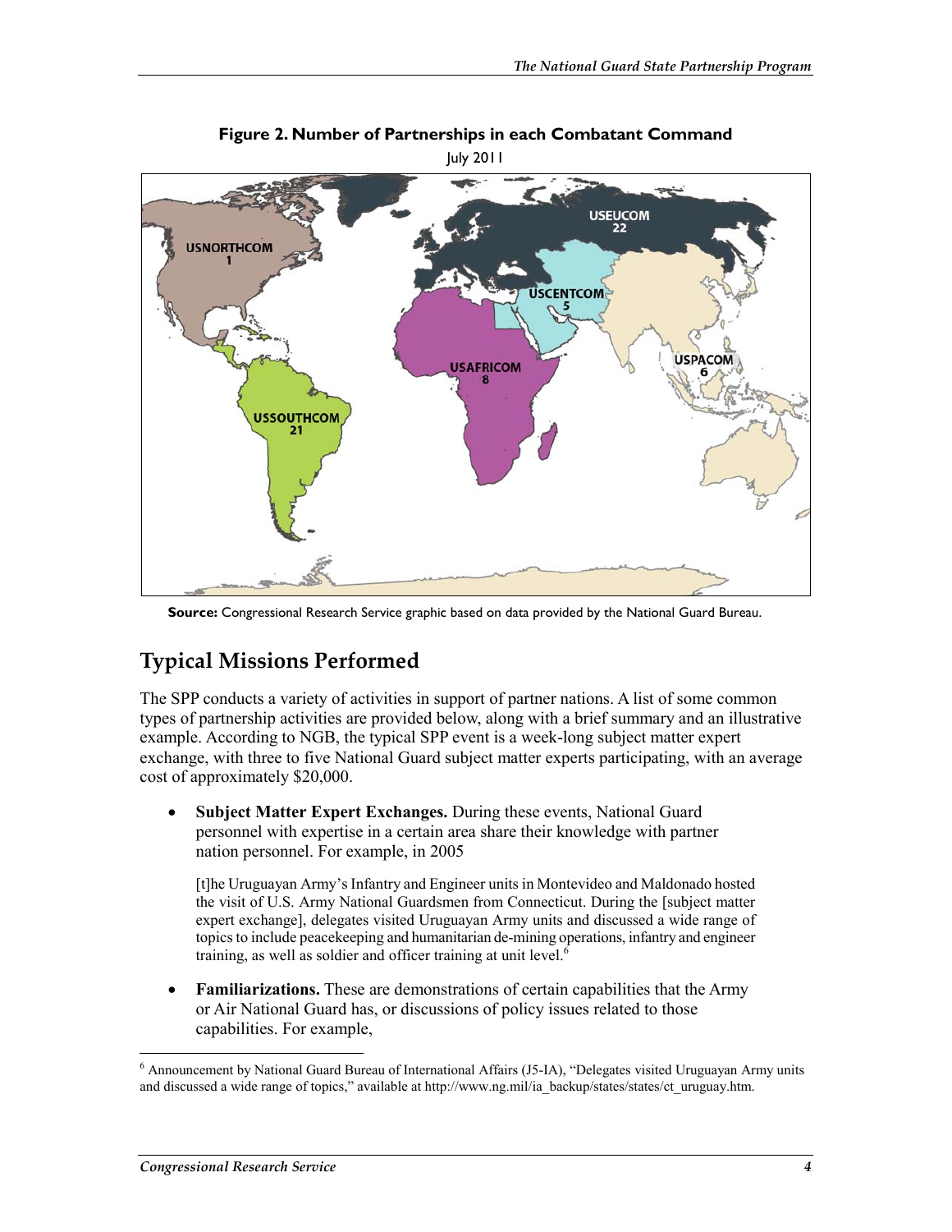**Figure 2. Number of Partnerships in each Combatant Command**

July 2011

USNORTHCOM 1

USEUCOM 22

USCENTCOM 5

USAFRICOM 8

USPACOM 6

USSOUTHCOM 21

**Source:** Congressional Research Service graphic based on data provided by the National Guard Bureau.

## Typical Missions Performed

The SPP conducts a variety of activities in support of partner nations. A list of some common types of partnership activities are provided below, along with a brief summary and an illustrative example. According to NGB, the typical SPP event is a week-long subject matter expert exchange, with three to five National Guard subject matter experts participating, with an average cost of approximately $20,000.

- **Subject Matter Expert Exchanges.** During these events, National Guard personnel with expertise in a certain area share their knowledge with partner nation personnel. For example, in 2005

  > [t]he Uruguayan Army's Infantry and Engineer units in Montevideo and Maldonado hosted the visit of U.S. Army National Guardsmen from Connecticut. During the [subject matter expert exchange], delegates visited Uruguayan Army units and discussed a wide range of topics to include peacekeeping and humanitarian de-mining operations, infantry and engineer training, as well as soldier and officer training at unit level.[6]

- **Familiarizations.** These are demonstrations of certain capabilities that the Army or Air National Guard has, or discussions of policy issues related to those capabilities. For example,

[6] Announcement by National Guard Bureau of International Affairs (J5-IA), "Delegates visited Uruguayan Army units and discussed a wide range of topics," available at http://www.ng.mil/ia_backup/states/states/ct_uruguay.htm.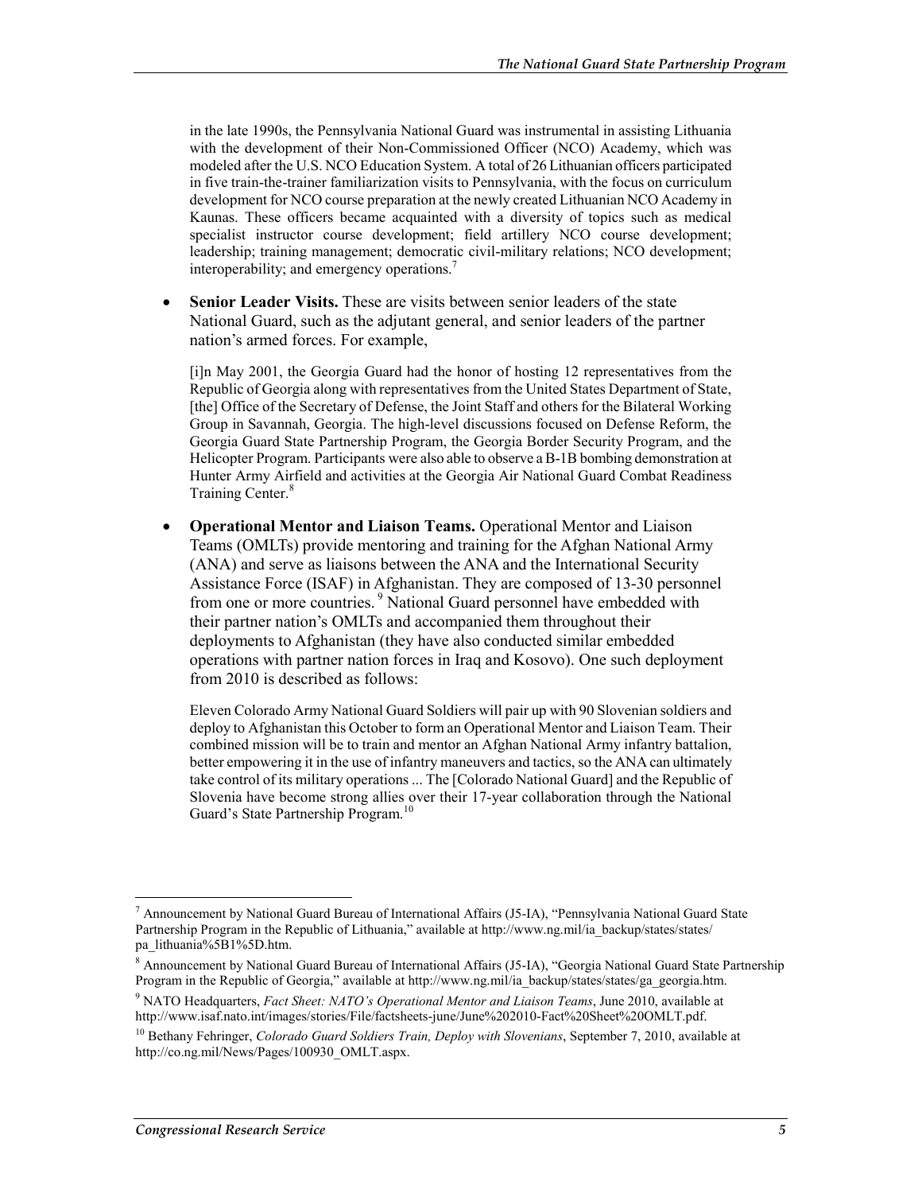in the late 1990s, the Pennsylvania National Guard was instrumental in assisting Lithuania with the development of their Non-Commissioned Officer (NCO) Academy, which was modeled after the U.S. NCO Education System. A total of 26 Lithuanian officers participated in five train-the-trainer familiarization visits to Pennsylvania, with the focus on curriculum development for NCO course preparation at the newly created Lithuanian NCO Academy in Kaunas. These officers became acquainted with a diversity of topics such as medical specialist instructor course development; field artillery NCO course development; leadership; training management; democratic civil-military relations; NCO development; interoperability; and emergency operations.[7]

- **Senior Leader Visits.** These are visits between senior leaders of the state National Guard, such as the adjutant general, and senior leaders of the partner nation's armed forces. For example,

  [i]n May 2001, the Georgia Guard had the honor of hosting 12 representatives from the Republic of Georgia along with representatives from the United States Department of State, [the] Office of the Secretary of Defense, the Joint Staff and others for the Bilateral Working Group in Savannah, Georgia. The high-level discussions focused on Defense Reform, the Georgia Guard State Partnership Program, the Georgia Border Security Program, and the Helicopter Program. Participants were also able to observe a B-1B bombing demonstration at Hunter Army Airfield and activities at the Georgia Air National Guard Combat Readiness Training Center.[8]

- **Operational Mentor and Liaison Teams.** Operational Mentor and Liaison Teams (OMLTs) provide mentoring and training for the Afghan National Army (ANA) and serve as liaisons between the ANA and the International Security Assistance Force (ISAF) in Afghanistan. They are composed of 13-30 personnel from one or more countries.[9] National Guard personnel have embedded with their partner nation's OMLTs and accompanied them throughout their deployments to Afghanistan (they have also conducted similar embedded operations with partner nation forces in Iraq and Kosovo). One such deployment from 2010 is described as follows:

  Eleven Colorado Army National Guard Soldiers will pair up with 90 Slovenian soldiers and deploy to Afghanistan this October to form an Operational Mentor and Liaison Team. Their combined mission will be to train and mentor an Afghan National Army infantry battalion, better empowering it in the use of infantry maneuvers and tactics, so the ANA can ultimately take control of its military operations ... The [Colorado National Guard] and the Republic of Slovenia have become strong allies over their 17-year collaboration through the National Guard's State Partnership Program.[10]

---

[7] Announcement by National Guard Bureau of International Affairs (J5-IA), "Pennsylvania National Guard State Partnership Program in the Republic of Lithuania," available at http://www.ng.mil/ia_backup/states/states/pa_lithuania%5B1%5D.htm.

[8] Announcement by National Guard Bureau of International Affairs (J5-IA), "Georgia National Guard State Partnership Program in the Republic of Georgia," available at http://www.ng.mil/ia_backup/states/states/ga_georgia.htm.

[9] NATO Headquarters, *Fact Sheet: NATO's Operational Mentor and Liaison Teams*, June 2010, available at http://www.isaf.nato.int/images/stories/File/factsheets-june/June%202010-Fact%20Sheet%20OMLT.pdf.

[10] Bethany Fehringer, *Colorado Guard Soldiers Train, Deploy with Slovenians*, September 7, 2010, available at http://co.ng.mil/News/Pages/100930_OMLT.aspx.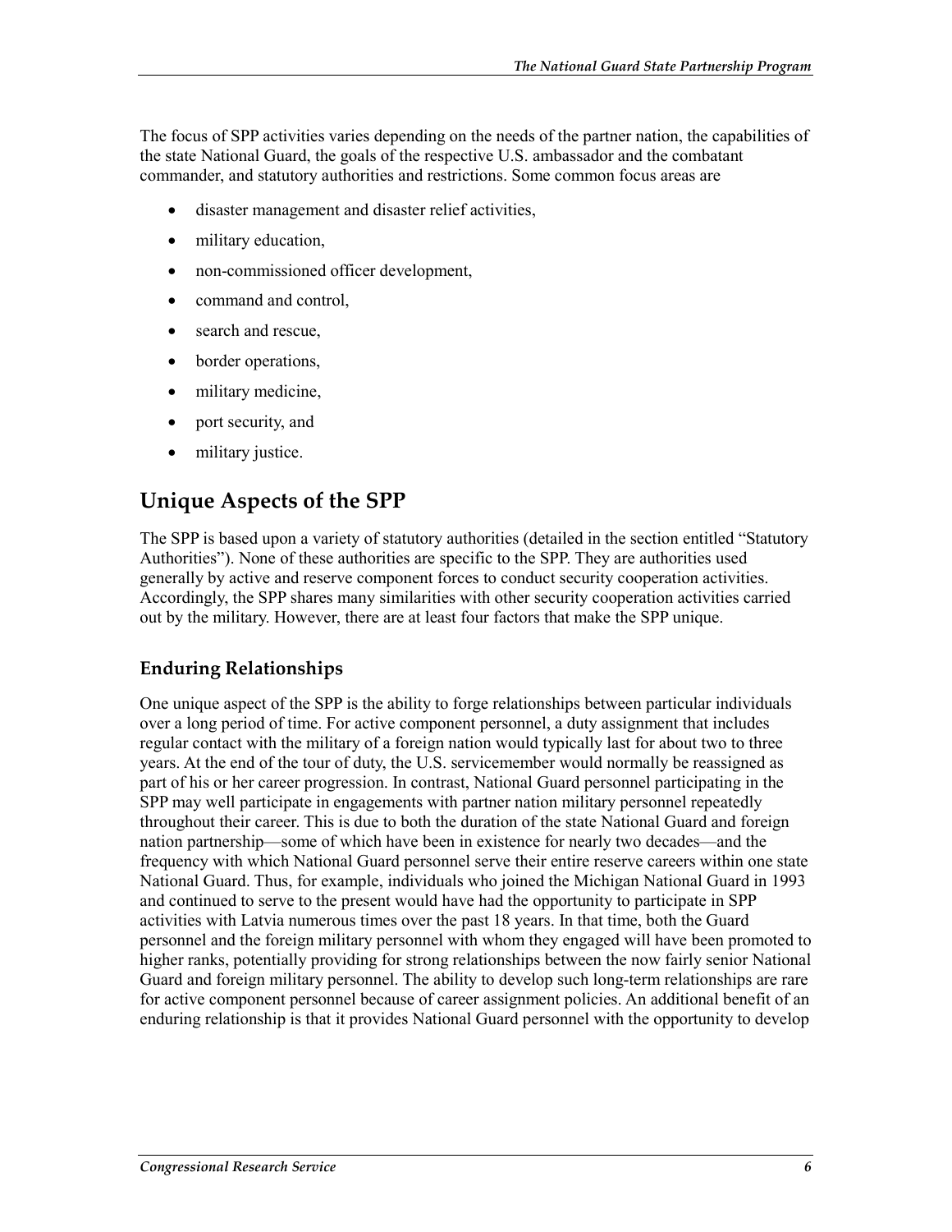The focus of SPP activities varies depending on the needs of the partner nation, the capabilities of the state National Guard, the goals of the respective U.S. ambassador and the combatant commander, and statutory authorities and restrictions. Some common focus areas are

- disaster management and disaster relief activities,
- military education,
- non-commissioned officer development,
- command and control,
- search and rescue,
- border operations,
- military medicine,
- port security, and
- military justice.

## Unique Aspects of the SPP

The SPP is based upon a variety of statutory authorities (detailed in the section entitled "Statutory Authorities"). None of these authorities are specific to the SPP. They are authorities used generally by active and reserve component forces to conduct security cooperation activities. Accordingly, the SPP shares many similarities with other security cooperation activities carried out by the military. However, there are at least four factors that make the SPP unique.

### Enduring Relationships

One unique aspect of the SPP is the ability to forge relationships between particular individuals over a long period of time. For active component personnel, a duty assignment that includes regular contact with the military of a foreign nation would typically last for about two to three years. At the end of the tour of duty, the U.S. servicemember would normally be reassigned as part of his or her career progression. In contrast, National Guard personnel participating in the SPP may well participate in engagements with partner nation military personnel repeatedly throughout their career. This is due to both the duration of the state National Guard and foreign nation partnership—some of which have been in existence for nearly two decades—and the frequency with which National Guard personnel serve their entire reserve careers within one state National Guard. Thus, for example, individuals who joined the Michigan National Guard in 1993 and continued to serve to the present would have had the opportunity to participate in SPP activities with Latvia numerous times over the past 18 years. In that time, both the Guard personnel and the foreign military personnel with whom they engaged will have been promoted to higher ranks, potentially providing for strong relationships between the now fairly senior National Guard and foreign military personnel. The ability to develop such long-term relationships are rare for active component personnel because of career assignment policies. An additional benefit of an enduring relationship is that it provides National Guard personnel with the opportunity to develop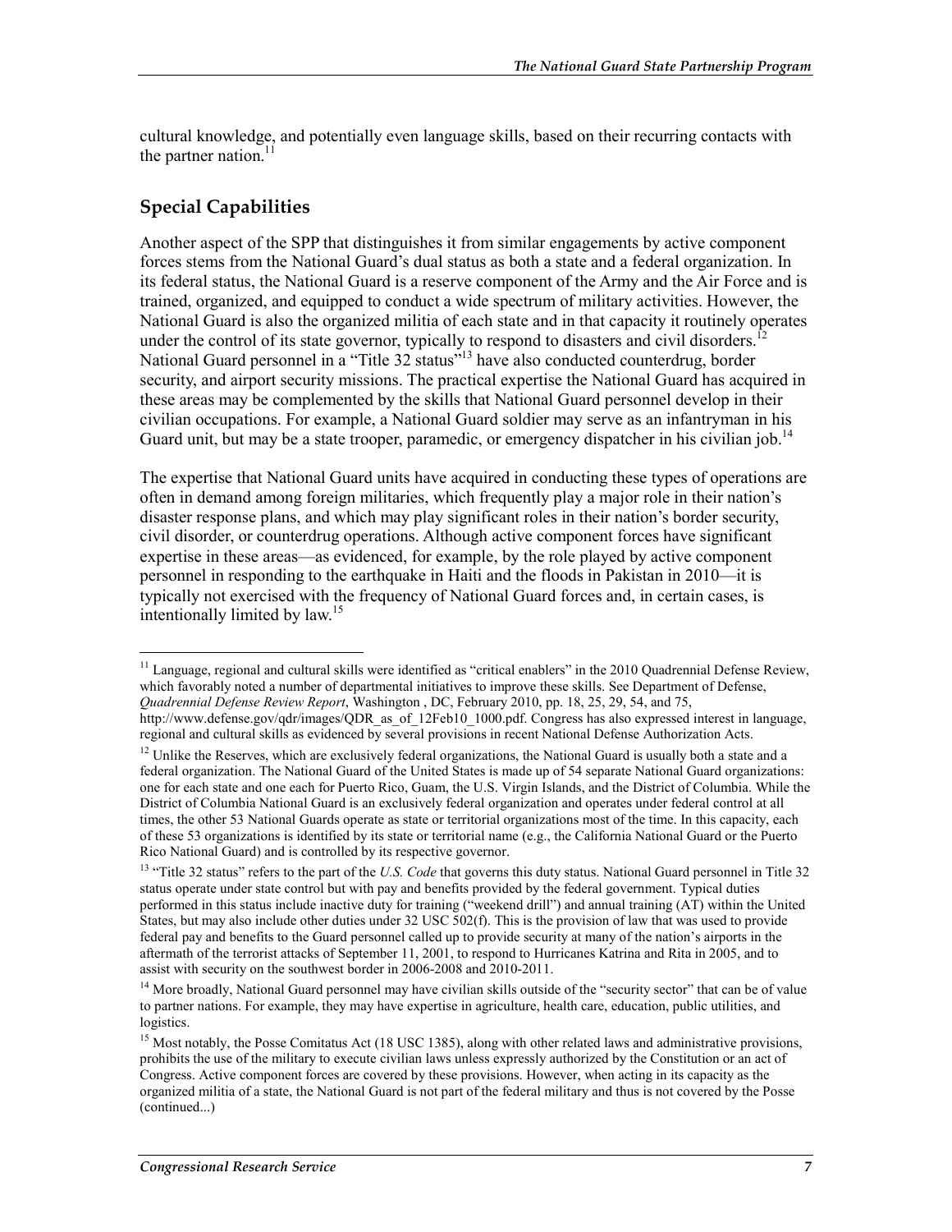cultural knowledge, and potentially even language skills, based on their recurring contacts with the partner nation.[11]

## Special Capabilities

Another aspect of the SPP that distinguishes it from similar engagements by active component forces stems from the National Guard's dual status as both a state and a federal organization. In its federal status, the National Guard is a reserve component of the Army and the Air Force and is trained, organized, and equipped to conduct a wide spectrum of military activities. However, the National Guard is also the organized militia of each state and in that capacity it routinely operates under the control of its state governor, typically to respond to disasters and civil disorders.[12] National Guard personnel in a "Title 32 status"[13] have also conducted counterdrug, border security, and airport security missions. The practical expertise the National Guard has acquired in these areas may be complemented by the skills that National Guard personnel develop in their civilian occupations. For example, a National Guard soldier may serve as an infantryman in his Guard unit, but may be a state trooper, paramedic, or emergency dispatcher in his civilian job.[14]

The expertise that National Guard units have acquired in conducting these types of operations are often in demand among foreign militaries, which frequently play a major role in their nation's disaster response plans, and which may play significant roles in their nation's border security, civil disorder, or counterdrug operations. Although active component forces have significant expertise in these areas—as evidenced, for example, by the role played by active component personnel in responding to the earthquake in Haiti and the floods in Pakistan in 2010—it is typically not exercised with the frequency of National Guard forces and, in certain cases, is intentionally limited by law.[15]

---

[11] Language, regional and cultural skills were identified as "critical enablers" in the 2010 Quadrennial Defense Review, which favorably noted a number of departmental initiatives to improve these skills. See Department of Defense, *Quadrennial Defense Review Report*, Washington , DC, February 2010, pp. 18, 25, 29, 54, and 75, http://www.defense.gov/qdr/images/QDR_as_of_12Feb10_1000.pdf. Congress has also expressed interest in language, regional and cultural skills as evidenced by several provisions in recent National Defense Authorization Acts.

[12] Unlike the Reserves, which are exclusively federal organizations, the National Guard is usually both a state and a federal organization. The National Guard of the United States is made up of 54 separate National Guard organizations: one for each state and one each for Puerto Rico, Guam, the U.S. Virgin Islands, and the District of Columbia. While the District of Columbia National Guard is an exclusively federal organization and operates under federal control at all times, the other 53 National Guards operate as state or territorial organizations most of the time. In this capacity, each of these 53 organizations is identified by its state or territorial name (e.g., the California National Guard or the Puerto Rico National Guard) and is controlled by its respective governor.

[13] "Title 32 status" refers to the part of the *U.S. Code* that governs this duty status. National Guard personnel in Title 32 status operate under state control but with pay and benefits provided by the federal government. Typical duties performed in this status include inactive duty for training ("weekend drill") and annual training (AT) within the United States, but may also include other duties under 32 USC 502(f). This is the provision of law that was used to provide federal pay and benefits to the Guard personnel called up to provide security at many of the nation's airports in the aftermath of the terrorist attacks of September 11, 2001, to respond to Hurricanes Katrina and Rita in 2005, and to assist with security on the southwest border in 2006-2008 and 2010-2011.

[14] More broadly, National Guard personnel may have civilian skills outside of the "security sector" that can be of value to partner nations. For example, they may have expertise in agriculture, health care, education, public utilities, and logistics.

[15] Most notably, the Posse Comitatus Act (18 USC 1385), along with other related laws and administrative provisions, prohibits the use of the military to execute civilian laws unless expressly authorized by the Constitution or an act of Congress. Active component forces are covered by these provisions. However, when acting in its capacity as the organized militia of a state, the National Guard is not part of the federal military and thus is not covered by the Posse (continued...)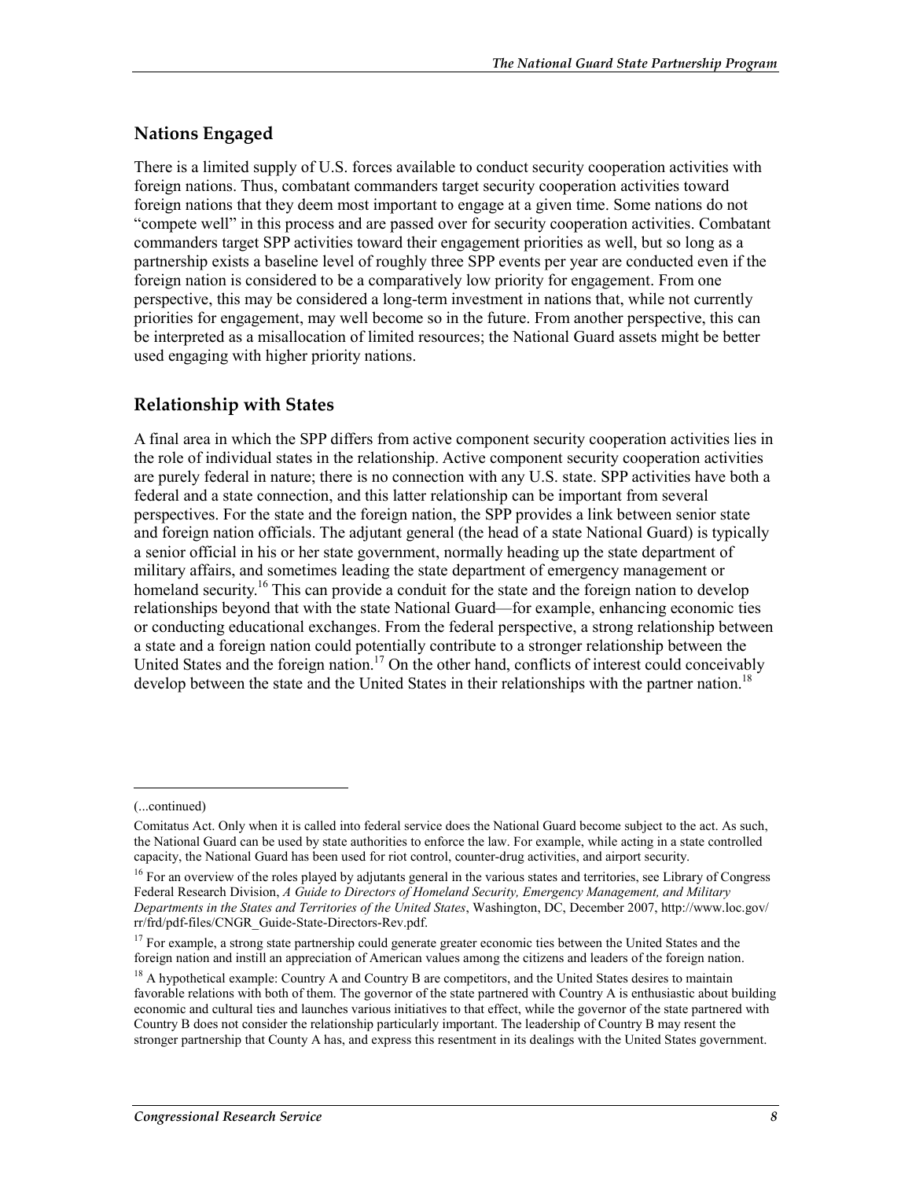## Nations Engaged

There is a limited supply of U.S. forces available to conduct security cooperation activities with foreign nations. Thus, combatant commanders target security cooperation activities toward foreign nations that they deem most important to engage at a given time. Some nations do not "compete well" in this process and are passed over for security cooperation activities. Combatant commanders target SPP activities toward their engagement priorities as well, but so long as a partnership exists a baseline level of roughly three SPP events per year are conducted even if the foreign nation is considered to be a comparatively low priority for engagement. From one perspective, this may be considered a long-term investment in nations that, while not currently priorities for engagement, may well become so in the future. From another perspective, this can be interpreted as a misallocation of limited resources; the National Guard assets might be better used engaging with higher priority nations.

## Relationship with States

A final area in which the SPP differs from active component security cooperation activities lies in the role of individual states in the relationship. Active component security cooperation activities are purely federal in nature; there is no connection with any U.S. state. SPP activities have both a federal and a state connection, and this latter relationship can be important from several perspectives. For the state and the foreign nation, the SPP provides a link between senior state and foreign nation officials. The adjutant general (the head of a state National Guard) is typically a senior official in his or her state government, normally heading up the state department of military affairs, and sometimes leading the state department of emergency management or homeland security.[16] This can provide a conduit for the state and the foreign nation to develop relationships beyond that with the state National Guard—for example, enhancing economic ties or conducting educational exchanges. From the federal perspective, a strong relationship between a state and a foreign nation could potentially contribute to a stronger relationship between the United States and the foreign nation.[17] On the other hand, conflicts of interest could conceivably develop between the state and the United States in their relationships with the partner nation.[18]

---

(...continued)

Comitatus Act. Only when it is called into federal service does the National Guard become subject to the act. As such, the National Guard can be used by state authorities to enforce the law. For example, while acting in a state controlled capacity, the National Guard has been used for riot control, counter-drug activities, and airport security.

[16] For an overview of the roles played by adjutants general in the various states and territories, see Library of Congress Federal Research Division, *A Guide to Directors of Homeland Security, Emergency Management, and Military Departments in the States and Territories of the United States*, Washington, DC, December 2007, http://www.loc.gov/rr/frd/pdf-files/CNGR_Guide-State-Directors-Rev.pdf.

[17] For example, a strong state partnership could generate greater economic ties between the United States and the foreign nation and instill an appreciation of American values among the citizens and leaders of the foreign nation.

[18] A hypothetical example: Country A and Country B are competitors, and the United States desires to maintain favorable relations with both of them. The governor of the state partnered with Country A is enthusiastic about building economic and cultural ties and launches various initiatives to that effect, while the governor of the state partnered with Country B does not consider the relationship particularly important. The leadership of Country B may resent the stronger partnership that County A has, and express this resentment in its dealings with the United States government.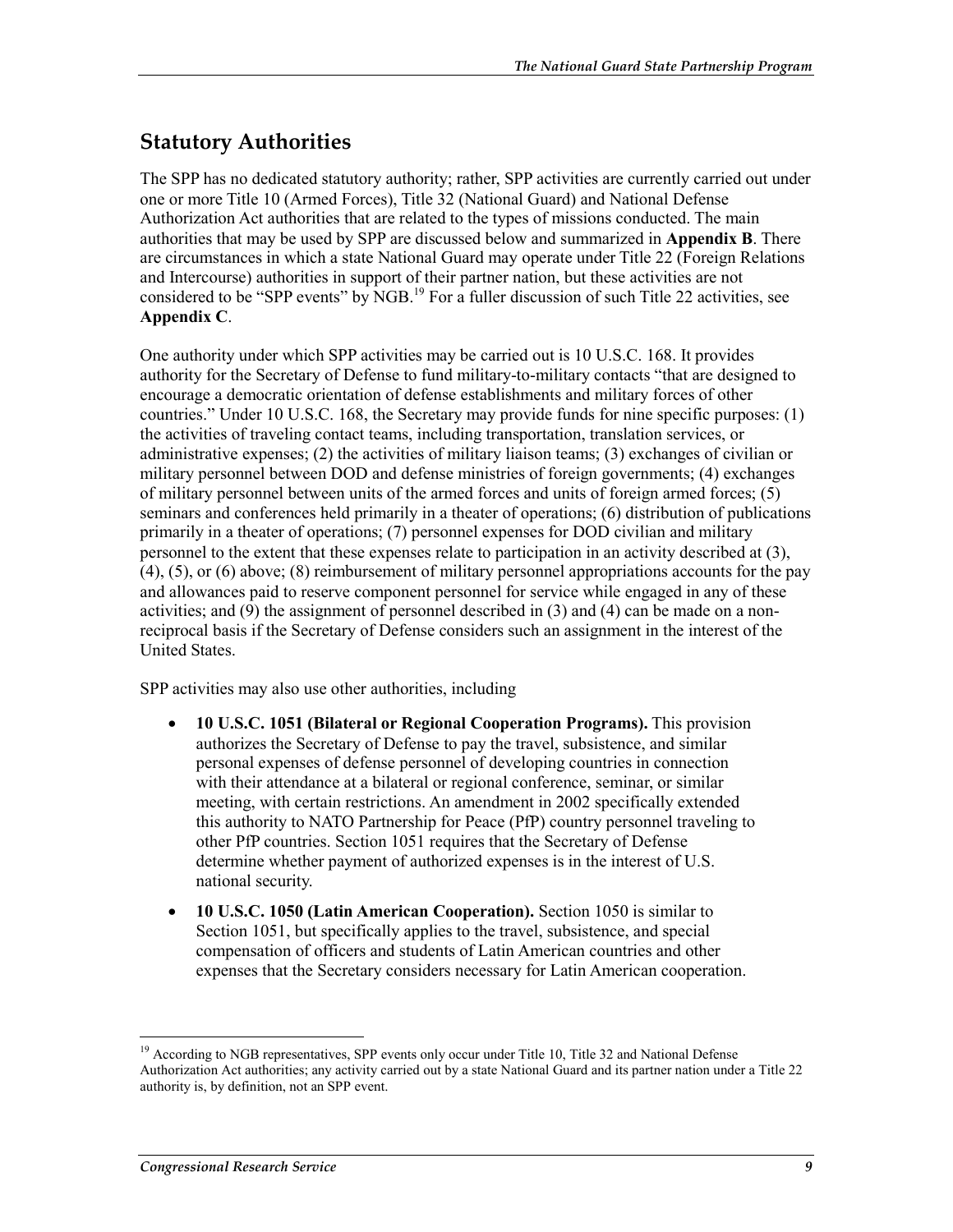## Statutory Authorities

The SPP has no dedicated statutory authority; rather, SPP activities are currently carried out under one or more Title 10 (Armed Forces), Title 32 (National Guard) and National Defense Authorization Act authorities that are related to the types of missions conducted. The main authorities that may be used by SPP are discussed below and summarized in **Appendix B**. There are circumstances in which a state National Guard may operate under Title 22 (Foreign Relations and Intercourse) authorities in support of their partner nation, but these activities are not considered to be "SPP events" by NGB.[19] For a fuller discussion of such Title 22 activities, see **Appendix C**.

One authority under which SPP activities may be carried out is 10 U.S.C. 168. It provides authority for the Secretary of Defense to fund military-to-military contacts "that are designed to encourage a democratic orientation of defense establishments and military forces of other countries." Under 10 U.S.C. 168, the Secretary may provide funds for nine specific purposes: (1) the activities of traveling contact teams, including transportation, translation services, or administrative expenses; (2) the activities of military liaison teams; (3) exchanges of civilian or military personnel between DOD and defense ministries of foreign governments; (4) exchanges of military personnel between units of the armed forces and units of foreign armed forces; (5) seminars and conferences held primarily in a theater of operations; (6) distribution of publications primarily in a theater of operations; (7) personnel expenses for DOD civilian and military personnel to the extent that these expenses relate to participation in an activity described at (3), (4), (5), or (6) above; (8) reimbursement of military personnel appropriations accounts for the pay and allowances paid to reserve component personnel for service while engaged in any of these activities; and (9) the assignment of personnel described in (3) and (4) can be made on a non-reciprocal basis if the Secretary of Defense considers such an assignment in the interest of the United States.

SPP activities may also use other authorities, including

- **10 U.S.C. 1051 (Bilateral or Regional Cooperation Programs).** This provision authorizes the Secretary of Defense to pay the travel, subsistence, and similar personal expenses of defense personnel of developing countries in connection with their attendance at a bilateral or regional conference, seminar, or similar meeting, with certain restrictions. An amendment in 2002 specifically extended this authority to NATO Partnership for Peace (PfP) country personnel traveling to other PfP countries. Section 1051 requires that the Secretary of Defense determine whether payment of authorized expenses is in the interest of U.S. national security.
- **10 U.S.C. 1050 (Latin American Cooperation).** Section 1050 is similar to Section 1051, but specifically applies to the travel, subsistence, and special compensation of officers and students of Latin American countries and other expenses that the Secretary considers necessary for Latin American cooperation.

[19] According to NGB representatives, SPP events only occur under Title 10, Title 32 and National Defense Authorization Act authorities; any activity carried out by a state National Guard and its partner nation under a Title 22 authority is, by definition, not an SPP event.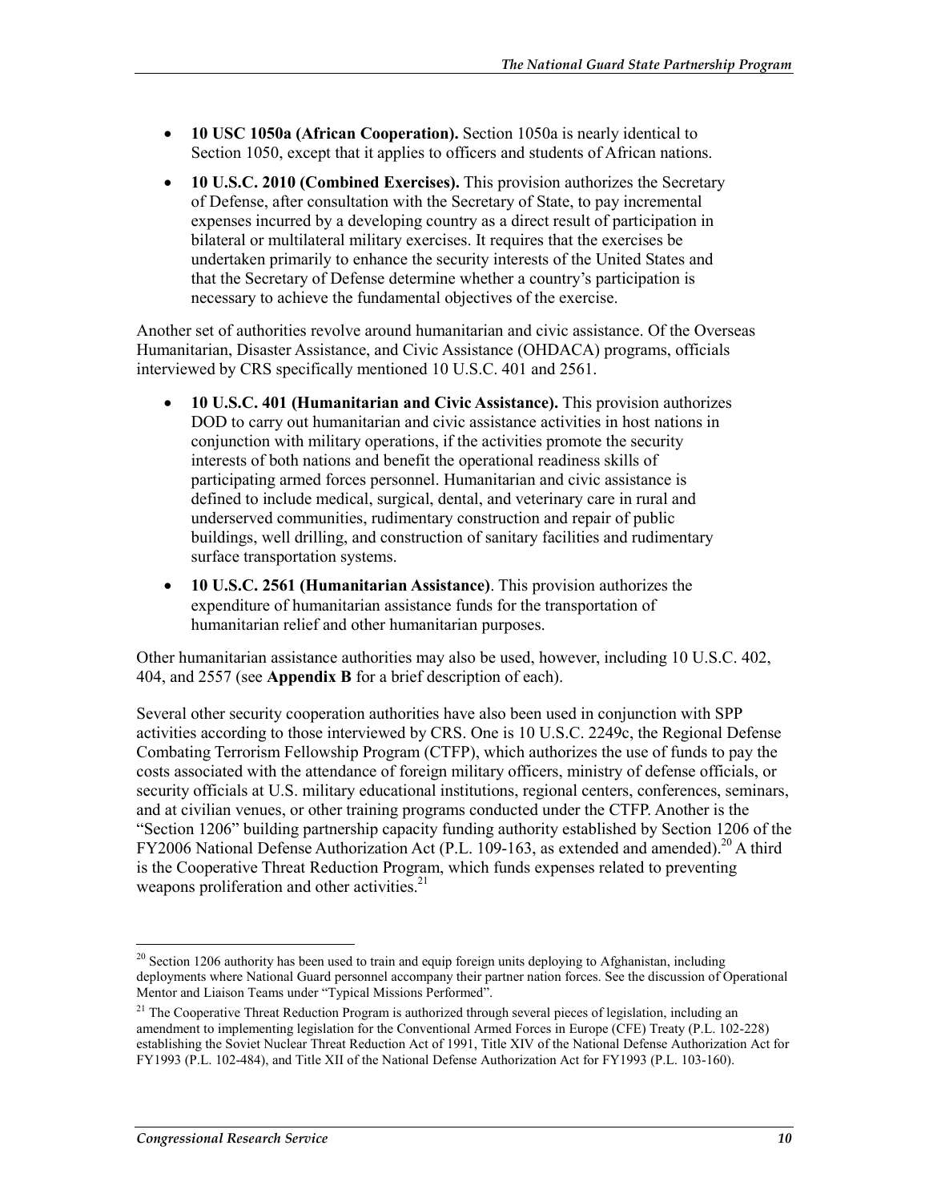- **10 USC 1050a (African Cooperation).** Section 1050a is nearly identical to Section 1050, except that it applies to officers and students of African nations.
- **10 U.S.C. 2010 (Combined Exercises).** This provision authorizes the Secretary of Defense, after consultation with the Secretary of State, to pay incremental expenses incurred by a developing country as a direct result of participation in bilateral or multilateral military exercises. It requires that the exercises be undertaken primarily to enhance the security interests of the United States and that the Secretary of Defense determine whether a country's participation is necessary to achieve the fundamental objectives of the exercise.

Another set of authorities revolve around humanitarian and civic assistance. Of the Overseas Humanitarian, Disaster Assistance, and Civic Assistance (OHDACA) programs, officials interviewed by CRS specifically mentioned 10 U.S.C. 401 and 2561.

- **10 U.S.C. 401 (Humanitarian and Civic Assistance).** This provision authorizes DOD to carry out humanitarian and civic assistance activities in host nations in conjunction with military operations, if the activities promote the security interests of both nations and benefit the operational readiness skills of participating armed forces personnel. Humanitarian and civic assistance is defined to include medical, surgical, dental, and veterinary care in rural and underserved communities, rudimentary construction and repair of public buildings, well drilling, and construction of sanitary facilities and rudimentary surface transportation systems.
- **10 U.S.C. 2561 (Humanitarian Assistance)**. This provision authorizes the expenditure of humanitarian assistance funds for the transportation of humanitarian relief and other humanitarian purposes.

Other humanitarian assistance authorities may also be used, however, including 10 U.S.C. 402, 404, and 2557 (see **Appendix B** for a brief description of each).

Several other security cooperation authorities have also been used in conjunction with SPP activities according to those interviewed by CRS. One is 10 U.S.C. 2249c, the Regional Defense Combating Terrorism Fellowship Program (CTFP), which authorizes the use of funds to pay the costs associated with the attendance of foreign military officers, ministry of defense officials, or security officials at U.S. military educational institutions, regional centers, conferences, seminars, and at civilian venues, or other training programs conducted under the CTFP. Another is the "Section 1206" building partnership capacity funding authority established by Section 1206 of the FY2006 National Defense Authorization Act (P.L. 109-163, as extended and amended).[20] A third is the Cooperative Threat Reduction Program, which funds expenses related to preventing weapons proliferation and other activities.[21]

---

[20] Section 1206 authority has been used to train and equip foreign units deploying to Afghanistan, including deployments where National Guard personnel accompany their partner nation forces. See the discussion of Operational Mentor and Liaison Teams under "Typical Missions Performed".

[21] The Cooperative Threat Reduction Program is authorized through several pieces of legislation, including an amendment to implementing legislation for the Conventional Armed Forces in Europe (CFE) Treaty (P.L. 102-228) establishing the Soviet Nuclear Threat Reduction Act of 1991, Title XIV of the National Defense Authorization Act for FY1993 (P.L. 102-484), and Title XII of the National Defense Authorization Act for FY1993 (P.L. 103-160).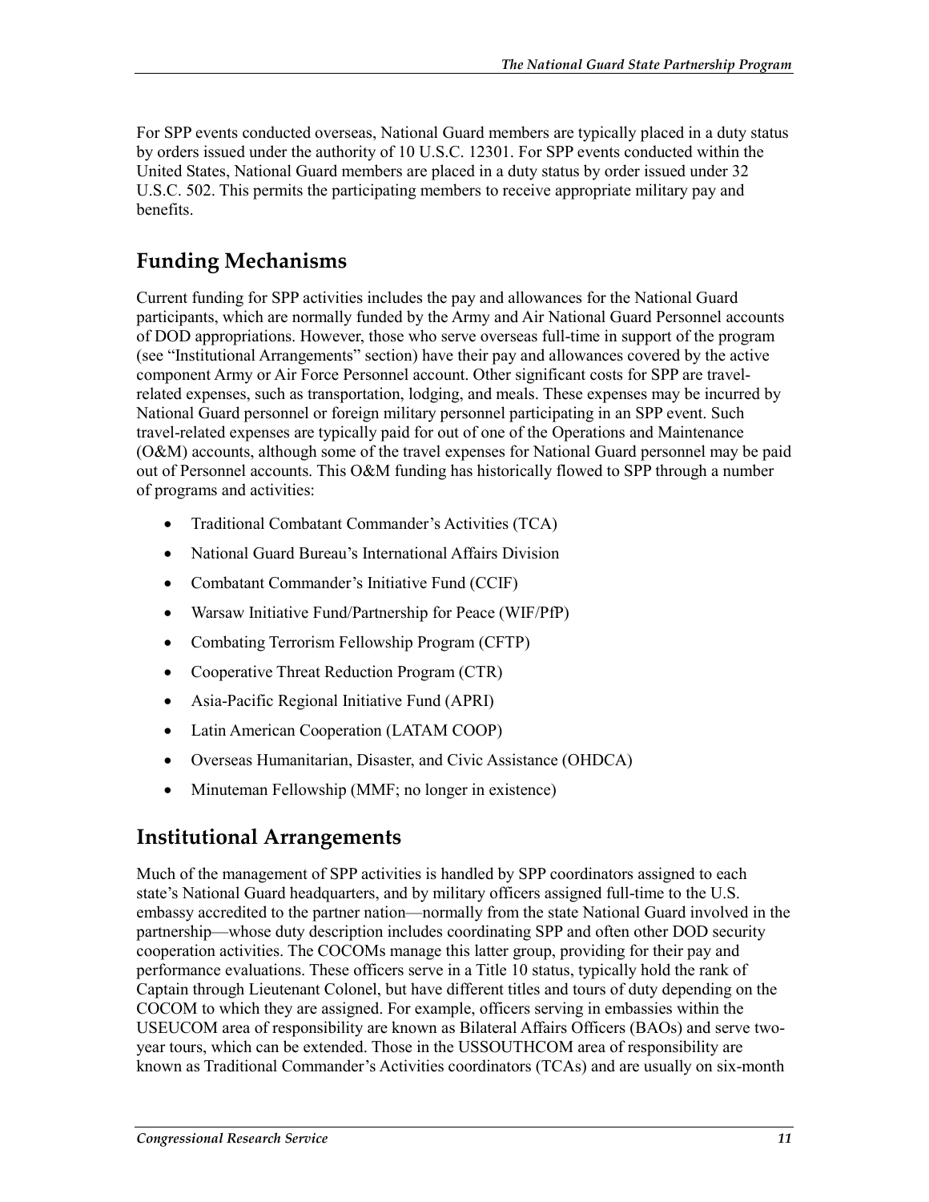For SPP events conducted overseas, National Guard members are typically placed in a duty status by orders issued under the authority of 10 U.S.C. 12301. For SPP events conducted within the United States, National Guard members are placed in a duty status by order issued under 32 U.S.C. 502. This permits the participating members to receive appropriate military pay and benefits.

## Funding Mechanisms

Current funding for SPP activities includes the pay and allowances for the National Guard participants, which are normally funded by the Army and Air National Guard Personnel accounts of DOD appropriations. However, those who serve overseas full-time in support of the program (see "Institutional Arrangements" section) have their pay and allowances covered by the active component Army or Air Force Personnel account. Other significant costs for SPP are travel-related expenses, such as transportation, lodging, and meals. These expenses may be incurred by National Guard personnel or foreign military personnel participating in an SPP event. Such travel-related expenses are typically paid for out of one of the Operations and Maintenance (O&M) accounts, although some of the travel expenses for National Guard personnel may be paid out of Personnel accounts. This O&M funding has historically flowed to SPP through a number of programs and activities:

- Traditional Combatant Commander's Activities (TCA)
- National Guard Bureau's International Affairs Division
- Combatant Commander's Initiative Fund (CCIF)
- Warsaw Initiative Fund/Partnership for Peace (WIF/PfP)
- Combating Terrorism Fellowship Program (CFTP)
- Cooperative Threat Reduction Program (CTR)
- Asia-Pacific Regional Initiative Fund (APRI)
- Latin American Cooperation (LATAM COOP)
- Overseas Humanitarian, Disaster, and Civic Assistance (OHDCA)
- Minuteman Fellowship (MMF; no longer in existence)

## Institutional Arrangements

Much of the management of SPP activities is handled by SPP coordinators assigned to each state's National Guard headquarters, and by military officers assigned full-time to the U.S. embassy accredited to the partner nation—normally from the state National Guard involved in the partnership—whose duty description includes coordinating SPP and often other DOD security cooperation activities. The COCOMs manage this latter group, providing for their pay and performance evaluations. These officers serve in a Title 10 status, typically hold the rank of Captain through Lieutenant Colonel, but have different titles and tours of duty depending on the COCOM to which they are assigned. For example, officers serving in embassies within the USEUCOM area of responsibility are known as Bilateral Affairs Officers (BAOs) and serve two-year tours, which can be extended. Those in the USSOUTHCOM area of responsibility are known as Traditional Commander's Activities coordinators (TCAs) and are usually on six-month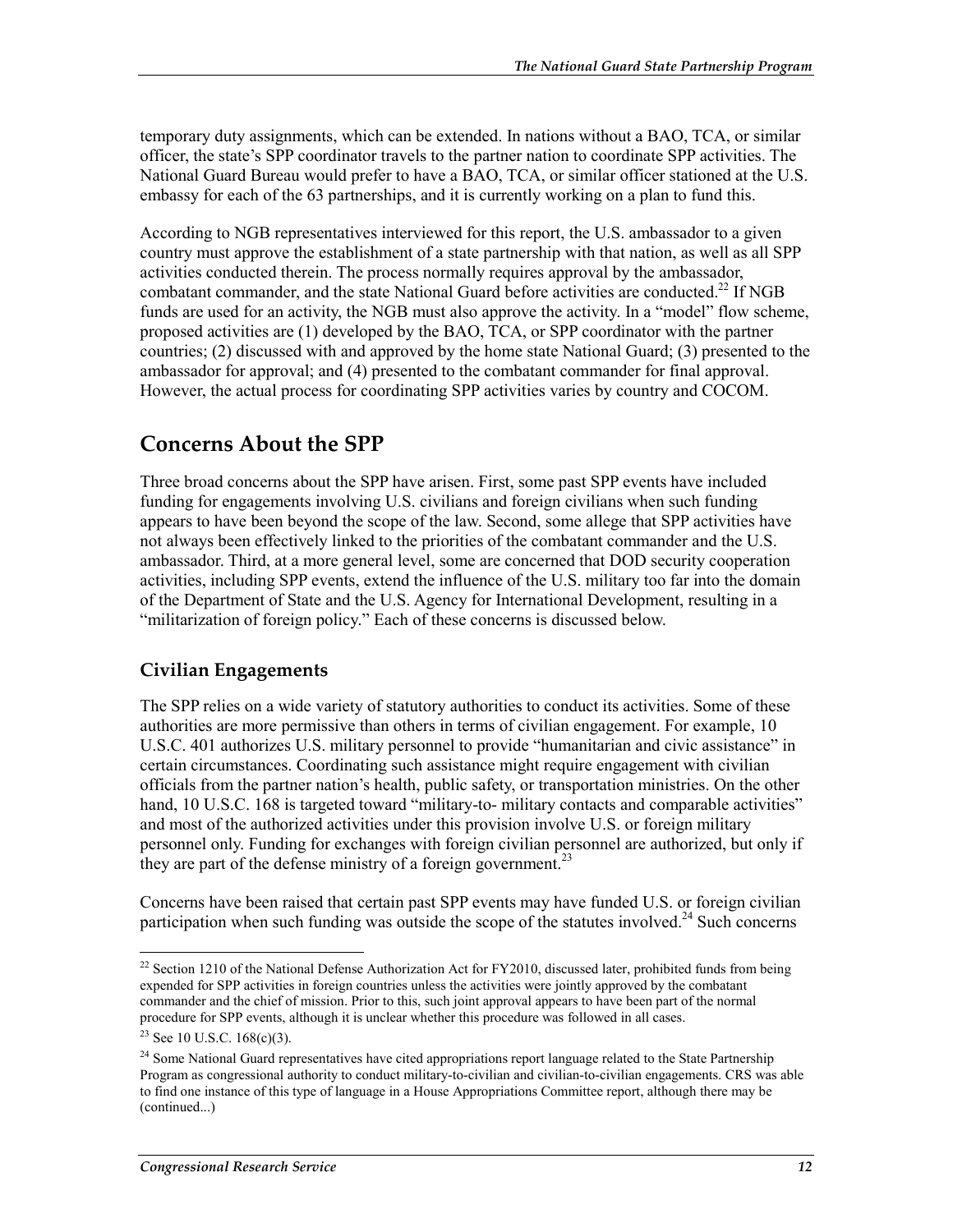temporary duty assignments, which can be extended. In nations without a BAO, TCA, or similar officer, the state's SPP coordinator travels to the partner nation to coordinate SPP activities. The National Guard Bureau would prefer to have a BAO, TCA, or similar officer stationed at the U.S. embassy for each of the 63 partnerships, and it is currently working on a plan to fund this.

According to NGB representatives interviewed for this report, the U.S. ambassador to a given country must approve the establishment of a state partnership with that nation, as well as all SPP activities conducted therein. The process normally requires approval by the ambassador, combatant commander, and the state National Guard before activities are conducted.[22] If NGB funds are used for an activity, the NGB must also approve the activity. In a "model" flow scheme, proposed activities are (1) developed by the BAO, TCA, or SPP coordinator with the partner countries; (2) discussed with and approved by the home state National Guard; (3) presented to the ambassador for approval; and (4) presented to the combatant commander for final approval. However, the actual process for coordinating SPP activities varies by country and COCOM.

## Concerns About the SPP

Three broad concerns about the SPP have arisen. First, some past SPP events have included funding for engagements involving U.S. civilians and foreign civilians when such funding appears to have been beyond the scope of the law. Second, some allege that SPP activities have not always been effectively linked to the priorities of the combatant commander and the U.S. ambassador. Third, at a more general level, some are concerned that DOD security cooperation activities, including SPP events, extend the influence of the U.S. military too far into the domain of the Department of State and the U.S. Agency for International Development, resulting in a "militarization of foreign policy." Each of these concerns is discussed below.

### Civilian Engagements

The SPP relies on a wide variety of statutory authorities to conduct its activities. Some of these authorities are more permissive than others in terms of civilian engagement. For example, 10 U.S.C. 401 authorizes U.S. military personnel to provide "humanitarian and civic assistance" in certain circumstances. Coordinating such assistance might require engagement with civilian officials from the partner nation's health, public safety, or transportation ministries. On the other hand, 10 U.S.C. 168 is targeted toward "military-to- military contacts and comparable activities" and most of the authorized activities under this provision involve U.S. or foreign military personnel only. Funding for exchanges with foreign civilian personnel are authorized, but only if they are part of the defense ministry of a foreign government.[23]

Concerns have been raised that certain past SPP events may have funded U.S. or foreign civilian participation when such funding was outside the scope of the statutes involved.[24] Such concerns

[22] Section 1210 of the National Defense Authorization Act for FY2010, discussed later, prohibited funds from being expended for SPP activities in foreign countries unless the activities were jointly approved by the combatant commander and the chief of mission. Prior to this, such joint approval appears to have been part of the normal procedure for SPP events, although it is unclear whether this procedure was followed in all cases.

[23] See 10 U.S.C. 168(c)(3).

[24] Some National Guard representatives have cited appropriations report language related to the State Partnership Program as congressional authority to conduct military-to-civilian and civilian-to-civilian engagements. CRS was able to find one instance of this type of language in a House Appropriations Committee report, although there may be (continued...)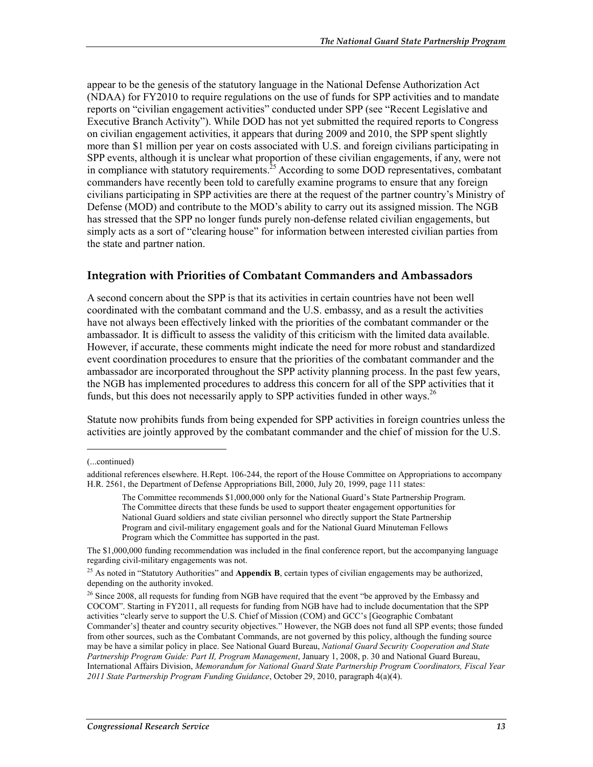appear to be the genesis of the statutory language in the National Defense Authorization Act (NDAA) for FY2010 to require regulations on the use of funds for SPP activities and to mandate reports on "civilian engagement activities" conducted under SPP (see "Recent Legislative and Executive Branch Activity"). While DOD has not yet submitted the required reports to Congress on civilian engagement activities, it appears that during 2009 and 2010, the SPP spent slightly more than $1 million per year on costs associated with U.S. and foreign civilians participating in SPP events, although it is unclear what proportion of these civilian engagements, if any, were not in compliance with statutory requirements.[25] According to some DOD representatives, combatant commanders have recently been told to carefully examine programs to ensure that any foreign civilians participating in SPP activities are there at the request of the partner country's Ministry of Defense (MOD) and contribute to the MOD's ability to carry out its assigned mission. The NGB has stressed that the SPP no longer funds purely non-defense related civilian engagements, but simply acts as a sort of "clearing house" for information between interested civilian parties from the state and partner nation.

### Integration with Priorities of Combatant Commanders and Ambassadors

A second concern about the SPP is that its activities in certain countries have not been well coordinated with the combatant command and the U.S. embassy, and as a result the activities have not always been effectively linked with the priorities of the combatant commander or the ambassador. It is difficult to assess the validity of this criticism with the limited data available. However, if accurate, these comments might indicate the need for more robust and standardized event coordination procedures to ensure that the priorities of the combatant commander and the ambassador are incorporated throughout the SPP activity planning process. In the past few years, the NGB has implemented procedures to address this concern for all of the SPP activities that it funds, but this does not necessarily apply to SPP activities funded in other ways.[26]

Statute now prohibits funds from being expended for SPP activities in foreign countries unless the activities are jointly approved by the combatant commander and the chief of mission for the U.S.

---

(...continued)

additional references elsewhere. H.Rept. 106-244, the report of the House Committee on Appropriations to accompany H.R. 2561, the Department of Defense Appropriations Bill, 2000, July 20, 1999, page 111 states:

> The Committee recommends $1,000,000 only for the National Guard's State Partnership Program. The Committee directs that these funds be used to support theater engagement opportunities for National Guard soldiers and state civilian personnel who directly support the State Partnership Program and civil-military engagement goals and for the National Guard Minuteman Fellows Program which the Committee has supported in the past.

The $1,000,000 funding recommendation was included in the final conference report, but the accompanying language regarding civil-military engagements was not.

[25] As noted in "Statutory Authorities" and **Appendix B**, certain types of civilian engagements may be authorized, depending on the authority invoked.

[26] Since 2008, all requests for funding from NGB have required that the event "be approved by the Embassy and COCOM". Starting in FY2011, all requests for funding from NGB have had to include documentation that the SPP activities "clearly serve to support the U.S. Chief of Mission (COM) and GCC's [Geographic Combatant Commander's] theater and country security objectives." However, the NGB does not fund all SPP events; those funded from other sources, such as the Combatant Commands, are not governed by this policy, although the funding source may be have a similar policy in place. See National Guard Bureau, *National Guard Security Cooperation and State Partnership Program Guide: Part II, Program Management*, January 1, 2008, p. 30 and National Guard Bureau, International Affairs Division, *Memorandum for National Guard State Partnership Program Coordinators, Fiscal Year 2011 State Partnership Program Funding Guidance*, October 29, 2010, paragraph 4(a)(4).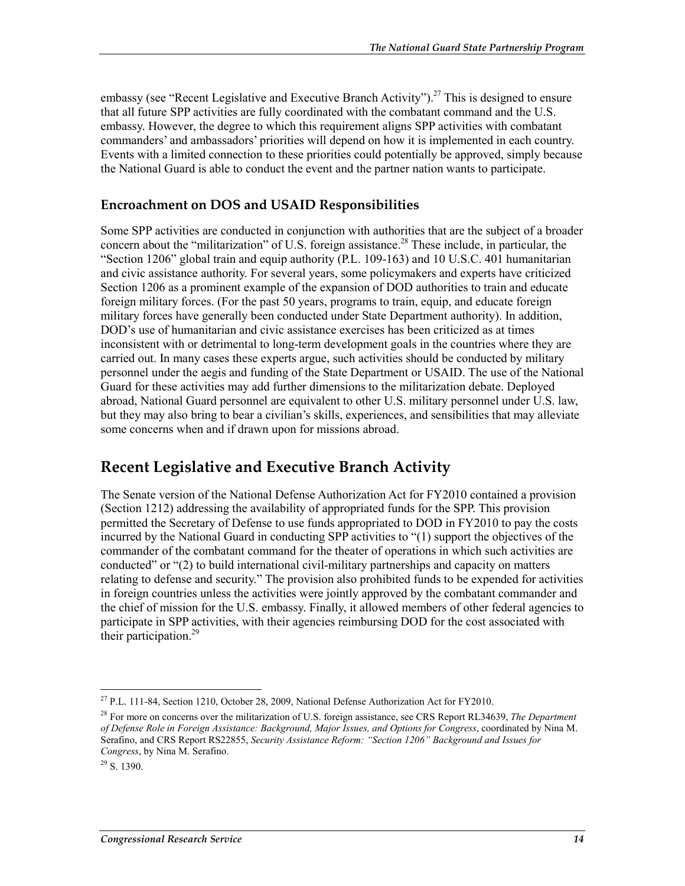embassy (see "Recent Legislative and Executive Branch Activity").[27] This is designed to ensure that all future SPP activities are fully coordinated with the combatant command and the U.S. embassy. However, the degree to which this requirement aligns SPP activities with combatant commanders' and ambassadors' priorities will depend on how it is implemented in each country. Events with a limited connection to these priorities could potentially be approved, simply because the National Guard is able to conduct the event and the partner nation wants to participate.

### Encroachment on DOS and USAID Responsibilities

Some SPP activities are conducted in conjunction with authorities that are the subject of a broader concern about the "militarization" of U.S. foreign assistance.[28] These include, in particular, the "Section 1206" global train and equip authority (P.L. 109-163) and 10 U.S.C. 401 humanitarian and civic assistance authority. For several years, some policymakers and experts have criticized Section 1206 as a prominent example of the expansion of DOD authorities to train and educate foreign military forces. (For the past 50 years, programs to train, equip, and educate foreign military forces have generally been conducted under State Department authority). In addition, DOD's use of humanitarian and civic assistance exercises has been criticized as at times inconsistent with or detrimental to long-term development goals in the countries where they are carried out. In many cases these experts argue, such activities should be conducted by military personnel under the aegis and funding of the State Department or USAID. The use of the National Guard for these activities may add further dimensions to the militarization debate. Deployed abroad, National Guard personnel are equivalent to other U.S. military personnel under U.S. law, but they may also bring to bear a civilian's skills, experiences, and sensibilities that may alleviate some concerns when and if drawn upon for missions abroad.

## Recent Legislative and Executive Branch Activity

The Senate version of the National Defense Authorization Act for FY2010 contained a provision (Section 1212) addressing the availability of appropriated funds for the SPP. This provision permitted the Secretary of Defense to use funds appropriated to DOD in FY2010 to pay the costs incurred by the National Guard in conducting SPP activities to "(1) support the objectives of the commander of the combatant command for the theater of operations in which such activities are conducted" or "(2) to build international civil-military partnerships and capacity on matters relating to defense and security." The provision also prohibited funds to be expended for activities in foreign countries unless the activities were jointly approved by the combatant commander and the chief of mission for the U.S. embassy. Finally, it allowed members of other federal agencies to participate in SPP activities, with their agencies reimbursing DOD for the cost associated with their participation.[29]

---

[27] P.L. 111-84, Section 1210, October 28, 2009, National Defense Authorization Act for FY2010.

[28] For more on concerns over the militarization of U.S. foreign assistance, see CRS Report RL34639, *The Department of Defense Role in Foreign Assistance: Background, Major Issues, and Options for Congress*, coordinated by Nina M. Serafino, and CRS Report RS22855, *Security Assistance Reform: "Section 1206" Background and Issues for Congress*, by Nina M. Serafino.

[29] S. 1390.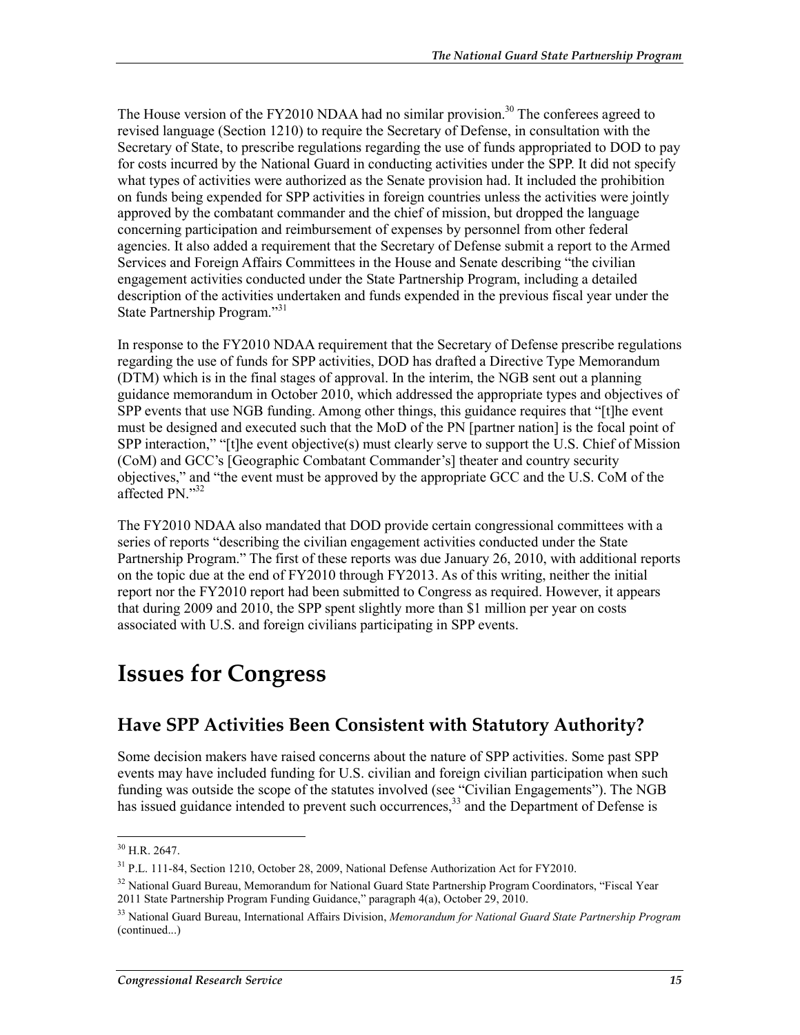The House version of the FY2010 NDAA had no similar provision.[30] The conferees agreed to revised language (Section 1210) to require the Secretary of Defense, in consultation with the Secretary of State, to prescribe regulations regarding the use of funds appropriated to DOD to pay for costs incurred by the National Guard in conducting activities under the SPP. It did not specify what types of activities were authorized as the Senate provision had. It included the prohibition on funds being expended for SPP activities in foreign countries unless the activities were jointly approved by the combatant commander and the chief of mission, but dropped the language concerning participation and reimbursement of expenses by personnel from other federal agencies. It also added a requirement that the Secretary of Defense submit a report to the Armed Services and Foreign Affairs Committees in the House and Senate describing "the civilian engagement activities conducted under the State Partnership Program, including a detailed description of the activities undertaken and funds expended in the previous fiscal year under the State Partnership Program."[31]

In response to the FY2010 NDAA requirement that the Secretary of Defense prescribe regulations regarding the use of funds for SPP activities, DOD has drafted a Directive Type Memorandum (DTM) which is in the final stages of approval. In the interim, the NGB sent out a planning guidance memorandum in October 2010, which addressed the appropriate types and objectives of SPP events that use NGB funding. Among other things, this guidance requires that "[t]he event must be designed and executed such that the MoD of the PN [partner nation] is the focal point of SPP interaction," "[t]he event objective(s) must clearly serve to support the U.S. Chief of Mission (CoM) and GCC's [Geographic Combatant Commander's] theater and country security objectives," and "the event must be approved by the appropriate GCC and the U.S. CoM of the affected PN."[32]

The FY2010 NDAA also mandated that DOD provide certain congressional committees with a series of reports "describing the civilian engagement activities conducted under the State Partnership Program." The first of these reports was due January 26, 2010, with additional reports on the topic due at the end of FY2010 through FY2013. As of this writing, neither the initial report nor the FY2010 report had been submitted to Congress as required. However, it appears that during 2009 and 2010, the SPP spent slightly more than $1 million per year on costs associated with U.S. and foreign civilians participating in SPP events.

# Issues for Congress

## Have SPP Activities Been Consistent with Statutory Authority?

Some decision makers have raised concerns about the nature of SPP activities. Some past SPP events may have included funding for U.S. civilian and foreign civilian participation when such funding was outside the scope of the statutes involved (see "Civilian Engagements"). The NGB has issued guidance intended to prevent such occurrences,[33] and the Department of Defense is

---

[30] H.R. 2647.

[31] P.L. 111-84, Section 1210, October 28, 2009, National Defense Authorization Act for FY2010.

[32] National Guard Bureau, Memorandum for National Guard State Partnership Program Coordinators, "Fiscal Year 2011 State Partnership Program Funding Guidance," paragraph 4(a), October 29, 2010.

[33] National Guard Bureau, International Affairs Division, *Memorandum for National Guard State Partnership Program* (continued...)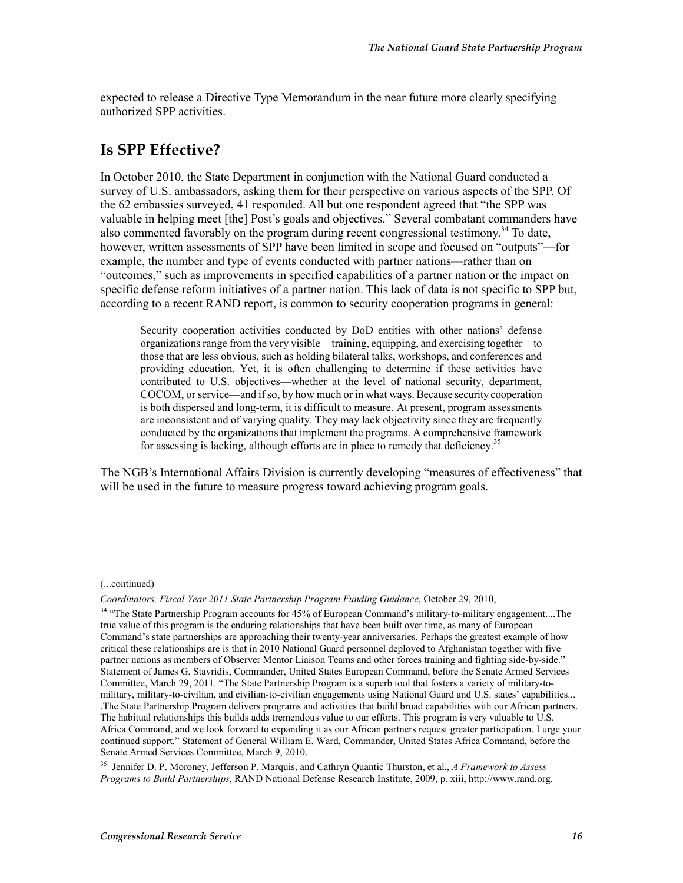expected to release a Directive Type Memorandum in the near future more clearly specifying authorized SPP activities.

## Is SPP Effective?

In October 2010, the State Department in conjunction with the National Guard conducted a survey of U.S. ambassadors, asking them for their perspective on various aspects of the SPP. Of the 62 embassies surveyed, 41 responded. All but one respondent agreed that "the SPP was valuable in helping meet [the] Post's goals and objectives." Several combatant commanders have also commented favorably on the program during recent congressional testimony.[34] To date, however, written assessments of SPP have been limited in scope and focused on "outputs"—for example, the number and type of events conducted with partner nations—rather than on "outcomes," such as improvements in specified capabilities of a partner nation or the impact on specific defense reform initiatives of a partner nation. This lack of data is not specific to SPP but, according to a recent RAND report, is common to security cooperation programs in general:

> Security cooperation activities conducted by DoD entities with other nations' defense organizations range from the very visible—training, equipping, and exercising together—to those that are less obvious, such as holding bilateral talks, workshops, and conferences and providing education. Yet, it is often challenging to determine if these activities have contributed to U.S. objectives—whether at the level of national security, department, COCOM, or service—and if so, by how much or in what ways. Because security cooperation is both dispersed and long-term, it is difficult to measure. At present, program assessments are inconsistent and of varying quality. They may lack objectivity since they are frequently conducted by the organizations that implement the programs. A comprehensive framework for assessing is lacking, although efforts are in place to remedy that deficiency.[35]

The NGB's International Affairs Division is currently developing "measures of effectiveness" that will be used in the future to measure progress toward achieving program goals.

---

(...continued)

*Coordinators, Fiscal Year 2011 State Partnership Program Funding Guidance*, October 29, 2010,

[34] "The State Partnership Program accounts for 45% of European Command's military-to-military engagement....The true value of this program is the enduring relationships that have been built over time, as many of European Command's state partnerships are approaching their twenty-year anniversaries. Perhaps the greatest example of how critical these relationships are is that in 2010 National Guard personnel deployed to Afghanistan together with five partner nations as members of Observer Mentor Liaison Teams and other forces training and fighting side-by-side." Statement of James G. Stavridis, Commander, United States European Command, before the Senate Armed Services Committee, March 29, 2011. "The State Partnership Program is a superb tool that fosters a variety of military-to-military, military-to-civilian, and civilian-to-civilian engagements using National Guard and U.S. states' capabilities... .The State Partnership Program delivers programs and activities that build broad capabilities with our African partners. The habitual relationships this builds adds tremendous value to our efforts. This program is very valuable to U.S. Africa Command, and we look forward to expanding it as our African partners request greater participation. I urge your continued support." Statement of General William E. Ward, Commander, United States Africa Command, before the Senate Armed Services Committee, March 9, 2010.

[35] Jennifer D. P. Moroney, Jefferson P. Marquis, and Cathryn Quantic Thurston, et al., *A Framework to Assess Programs to Build Partnerships*, RAND National Defense Research Institute, 2009, p. xiii, http://www.rand.org.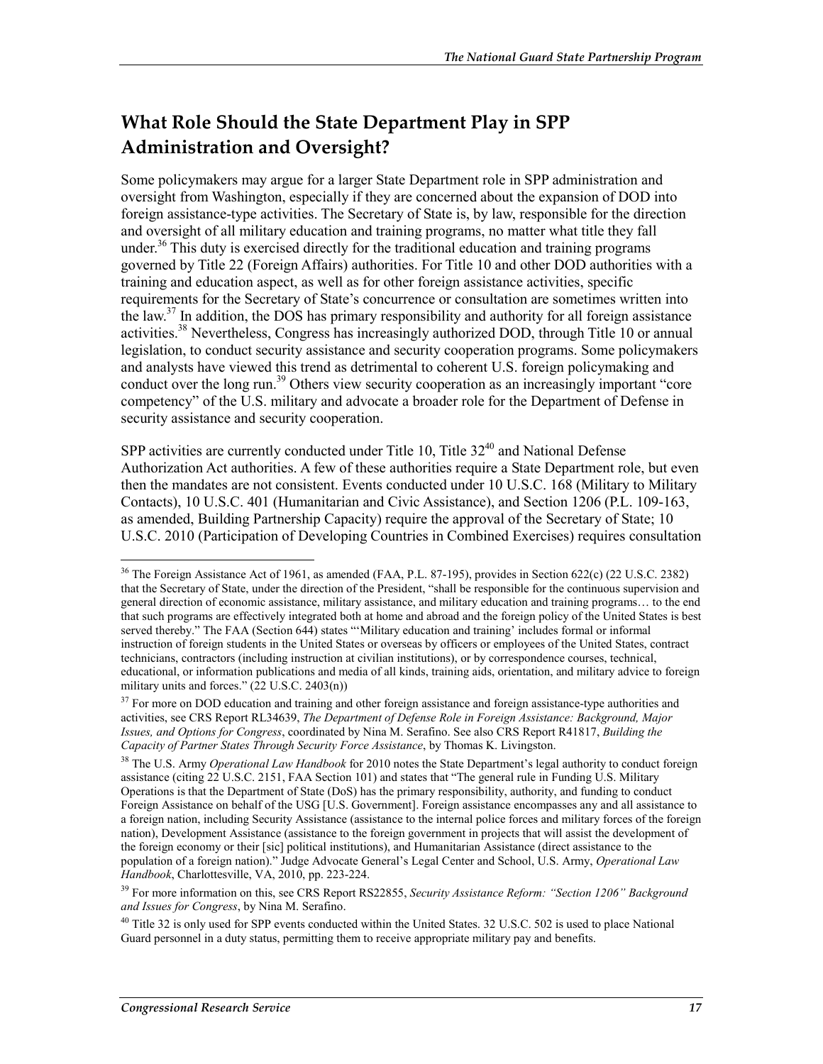## What Role Should the State Department Play in SPP Administration and Oversight?

Some policymakers may argue for a larger State Department role in SPP administration and oversight from Washington, especially if they are concerned about the expansion of DOD into foreign assistance-type activities. The Secretary of State is, by law, responsible for the direction and oversight of all military education and training programs, no matter what title they fall under.[36] This duty is exercised directly for the traditional education and training programs governed by Title 22 (Foreign Affairs) authorities. For Title 10 and other DOD authorities with a training and education aspect, as well as for other foreign assistance activities, specific requirements for the Secretary of State's concurrence or consultation are sometimes written into the law.[37] In addition, the DOS has primary responsibility and authority for all foreign assistance activities.[38] Nevertheless, Congress has increasingly authorized DOD, through Title 10 or annual legislation, to conduct security assistance and security cooperation programs. Some policymakers and analysts have viewed this trend as detrimental to coherent U.S. foreign policymaking and conduct over the long run.[39] Others view security cooperation as an increasingly important "core competency" of the U.S. military and advocate a broader role for the Department of Defense in security assistance and security cooperation.

SPP activities are currently conducted under Title 10, Title 32[40] and National Defense Authorization Act authorities. A few of these authorities require a State Department role, but even then the mandates are not consistent. Events conducted under 10 U.S.C. 168 (Military to Military Contacts), 10 U.S.C. 401 (Humanitarian and Civic Assistance), and Section 1206 (P.L. 109-163, as amended, Building Partnership Capacity) require the approval of the Secretary of State; 10 U.S.C. 2010 (Participation of Developing Countries in Combined Exercises) requires consultation

---

[36] The Foreign Assistance Act of 1961, as amended (FAA, P.L. 87-195), provides in Section 622(c) (22 U.S.C. 2382) that the Secretary of State, under the direction of the President, "shall be responsible for the continuous supervision and general direction of economic assistance, military assistance, and military education and training programs… to the end that such programs are effectively integrated both at home and abroad and the foreign policy of the United States is best served thereby." The FAA (Section 644) states "'Military education and training' includes formal or informal instruction of foreign students in the United States or overseas by officers or employees of the United States, contract technicians, contractors (including instruction at civilian institutions), or by correspondence courses, technical, educational, or information publications and media of all kinds, training aids, orientation, and military advice to foreign military units and forces." (22 U.S.C. 2403(n))

[37] For more on DOD education and training and other foreign assistance and foreign assistance-type authorities and activities, see CRS Report RL34639, *The Department of Defense Role in Foreign Assistance: Background, Major Issues, and Options for Congress*, coordinated by Nina M. Serafino. See also CRS Report R41817, *Building the Capacity of Partner States Through Security Force Assistance*, by Thomas K. Livingston.

[38] The U.S. Army *Operational Law Handbook* for 2010 notes the State Department's legal authority to conduct foreign assistance (citing 22 U.S.C. 2151, FAA Section 101) and states that "The general rule in Funding U.S. Military Operations is that the Department of State (DoS) has the primary responsibility, authority, and funding to conduct Foreign Assistance on behalf of the USG [U.S. Government]. Foreign assistance encompasses any and all assistance to a foreign nation, including Security Assistance (assistance to the internal police forces and military forces of the foreign nation), Development Assistance (assistance to the foreign government in projects that will assist the development of the foreign economy or their [sic] political institutions), and Humanitarian Assistance (direct assistance to the population of a foreign nation)." Judge Advocate General's Legal Center and School, U.S. Army, *Operational Law Handbook*, Charlottesville, VA, 2010, pp. 223-224.

[39] For more information on this, see CRS Report RS22855, *Security Assistance Reform: "Section 1206" Background and Issues for Congress*, by Nina M. Serafino.

[40] Title 32 is only used for SPP events conducted within the United States. 32 U.S.C. 502 is used to place National Guard personnel in a duty status, permitting them to receive appropriate military pay and benefits.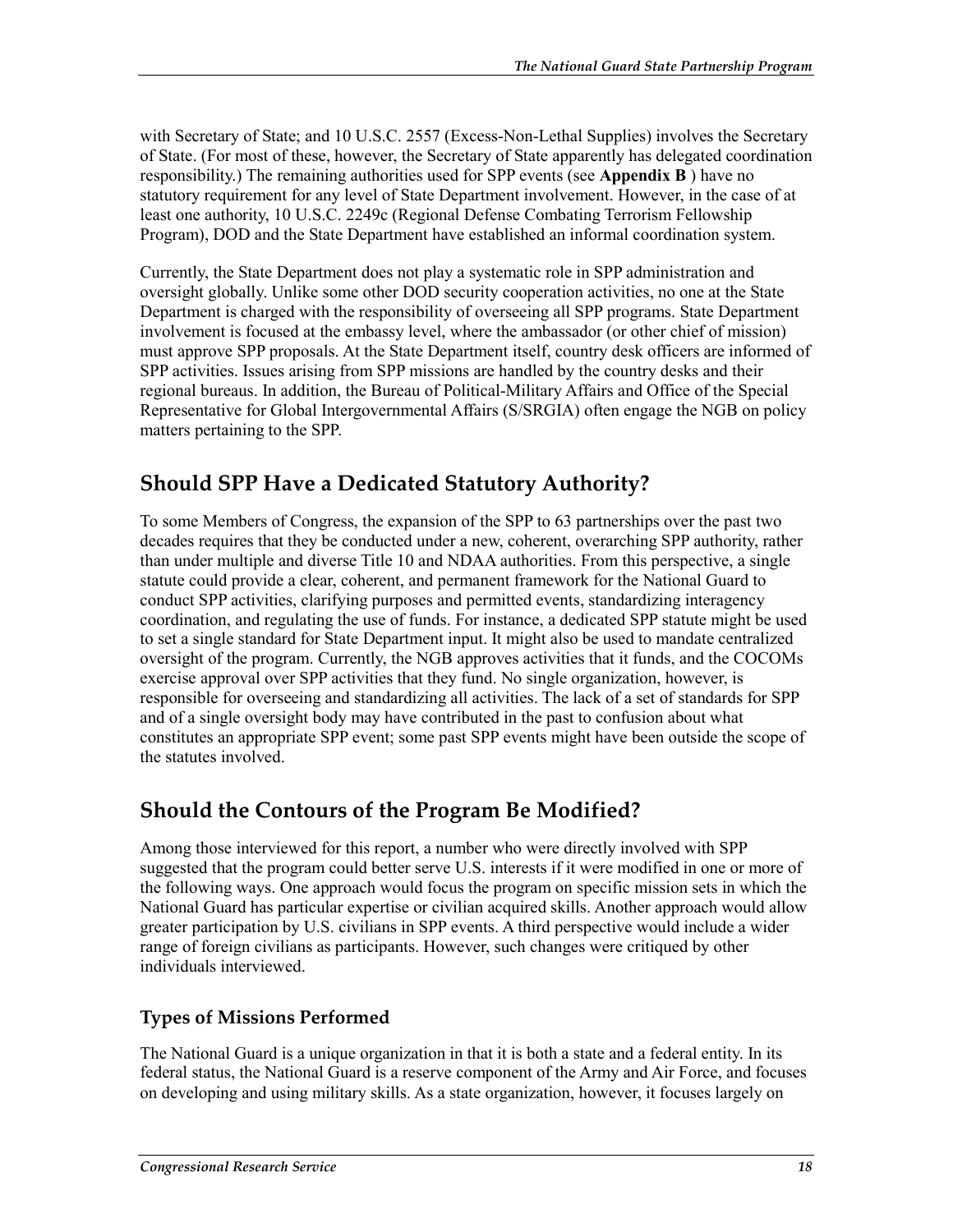with Secretary of State; and 10 U.S.C. 2557 (Excess-Non-Lethal Supplies) involves the Secretary of State. (For most of these, however, the Secretary of State apparently has delegated coordination responsibility.) The remaining authorities used for SPP events (see **Appendix B** ) have no statutory requirement for any level of State Department involvement. However, in the case of at least one authority, 10 U.S.C. 2249c (Regional Defense Combating Terrorism Fellowship Program), DOD and the State Department have established an informal coordination system.

Currently, the State Department does not play a systematic role in SPP administration and oversight globally. Unlike some other DOD security cooperation activities, no one at the State Department is charged with the responsibility of overseeing all SPP programs. State Department involvement is focused at the embassy level, where the ambassador (or other chief of mission) must approve SPP proposals. At the State Department itself, country desk officers are informed of SPP activities. Issues arising from SPP missions are handled by the country desks and their regional bureaus. In addition, the Bureau of Political-Military Affairs and Office of the Special Representative for Global Intergovernmental Affairs (S/SRGIA) often engage the NGB on policy matters pertaining to the SPP.

## Should SPP Have a Dedicated Statutory Authority?

To some Members of Congress, the expansion of the SPP to 63 partnerships over the past two decades requires that they be conducted under a new, coherent, overarching SPP authority, rather than under multiple and diverse Title 10 and NDAA authorities. From this perspective, a single statute could provide a clear, coherent, and permanent framework for the National Guard to conduct SPP activities, clarifying purposes and permitted events, standardizing interagency coordination, and regulating the use of funds. For instance, a dedicated SPP statute might be used to set a single standard for State Department input. It might also be used to mandate centralized oversight of the program. Currently, the NGB approves activities that it funds, and the COCOMs exercise approval over SPP activities that they fund. No single organization, however, is responsible for overseeing and standardizing all activities. The lack of a set of standards for SPP and of a single oversight body may have contributed in the past to confusion about what constitutes an appropriate SPP event; some past SPP events might have been outside the scope of the statutes involved.

## Should the Contours of the Program Be Modified?

Among those interviewed for this report, a number who were directly involved with SPP suggested that the program could better serve U.S. interests if it were modified in one or more of the following ways. One approach would focus the program on specific mission sets in which the National Guard has particular expertise or civilian acquired skills. Another approach would allow greater participation by U.S. civilians in SPP events. A third perspective would include a wider range of foreign civilians as participants. However, such changes were critiqued by other individuals interviewed.

### Types of Missions Performed

The National Guard is a unique organization in that it is both a state and a federal entity. In its federal status, the National Guard is a reserve component of the Army and Air Force, and focuses on developing and using military skills. As a state organization, however, it focuses largely on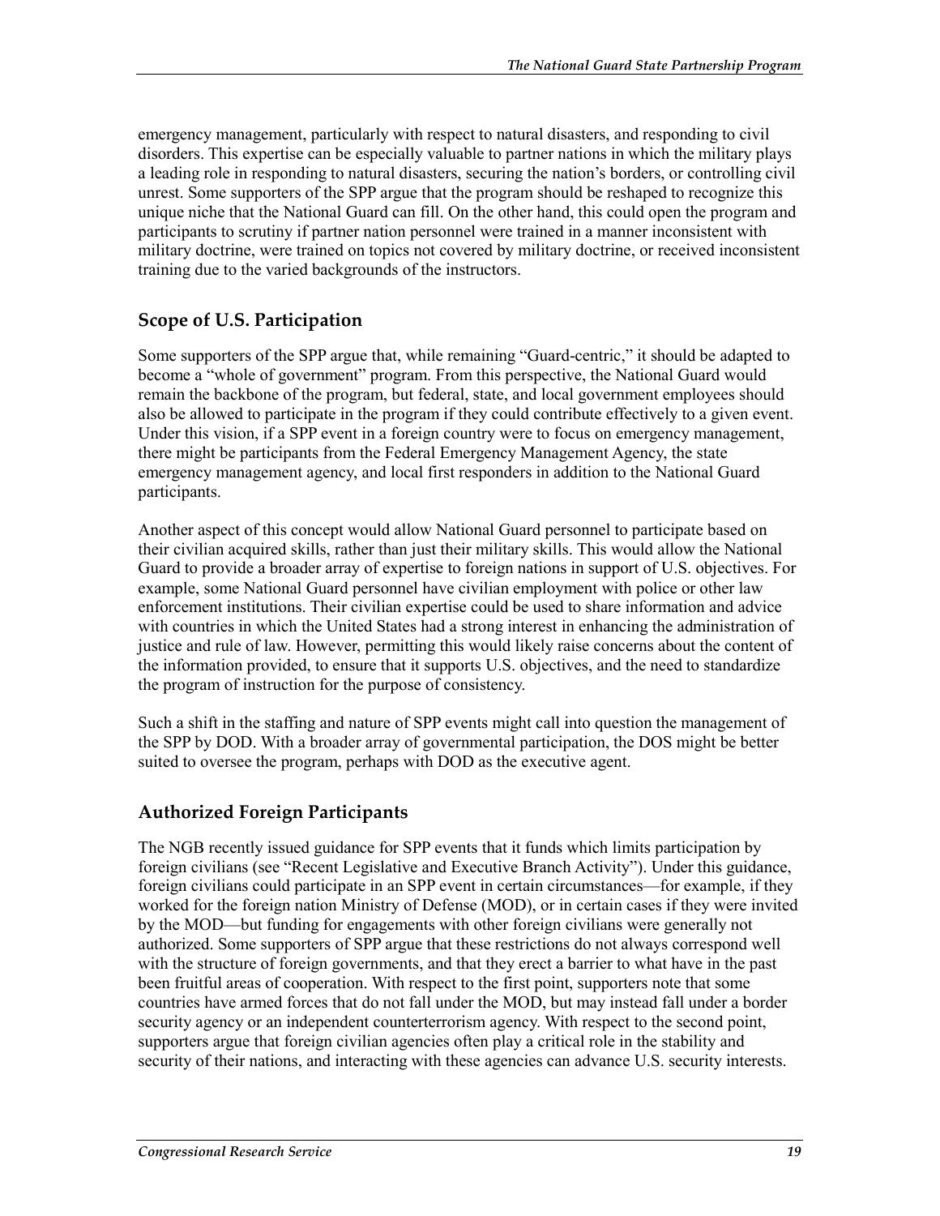emergency management, particularly with respect to natural disasters, and responding to civil disorders. This expertise can be especially valuable to partner nations in which the military plays a leading role in responding to natural disasters, securing the nation's borders, or controlling civil unrest. Some supporters of the SPP argue that the program should be reshaped to recognize this unique niche that the National Guard can fill. On the other hand, this could open the program and participants to scrutiny if partner nation personnel were trained in a manner inconsistent with military doctrine, were trained on topics not covered by military doctrine, or received inconsistent training due to the varied backgrounds of the instructors.

### Scope of U.S. Participation

Some supporters of the SPP argue that, while remaining "Guard-centric," it should be adapted to become a "whole of government" program. From this perspective, the National Guard would remain the backbone of the program, but federal, state, and local government employees should also be allowed to participate in the program if they could contribute effectively to a given event. Under this vision, if a SPP event in a foreign country were to focus on emergency management, there might be participants from the Federal Emergency Management Agency, the state emergency management agency, and local first responders in addition to the National Guard participants.

Another aspect of this concept would allow National Guard personnel to participate based on their civilian acquired skills, rather than just their military skills. This would allow the National Guard to provide a broader array of expertise to foreign nations in support of U.S. objectives. For example, some National Guard personnel have civilian employment with police or other law enforcement institutions. Their civilian expertise could be used to share information and advice with countries in which the United States had a strong interest in enhancing the administration of justice and rule of law. However, permitting this would likely raise concerns about the content of the information provided, to ensure that it supports U.S. objectives, and the need to standardize the program of instruction for the purpose of consistency.

Such a shift in the staffing and nature of SPP events might call into question the management of the SPP by DOD. With a broader array of governmental participation, the DOS might be better suited to oversee the program, perhaps with DOD as the executive agent.

### Authorized Foreign Participants

The NGB recently issued guidance for SPP events that it funds which limits participation by foreign civilians (see "Recent Legislative and Executive Branch Activity"). Under this guidance, foreign civilians could participate in an SPP event in certain circumstances—for example, if they worked for the foreign nation Ministry of Defense (MOD), or in certain cases if they were invited by the MOD—but funding for engagements with other foreign civilians were generally not authorized. Some supporters of SPP argue that these restrictions do not always correspond well with the structure of foreign governments, and that they erect a barrier to what have in the past been fruitful areas of cooperation. With respect to the first point, supporters note that some countries have armed forces that do not fall under the MOD, but may instead fall under a border security agency or an independent counterterrorism agency. With respect to the second point, supporters argue that foreign civilian agencies often play a critical role in the stability and security of their nations, and interacting with these agencies can advance U.S. security interests.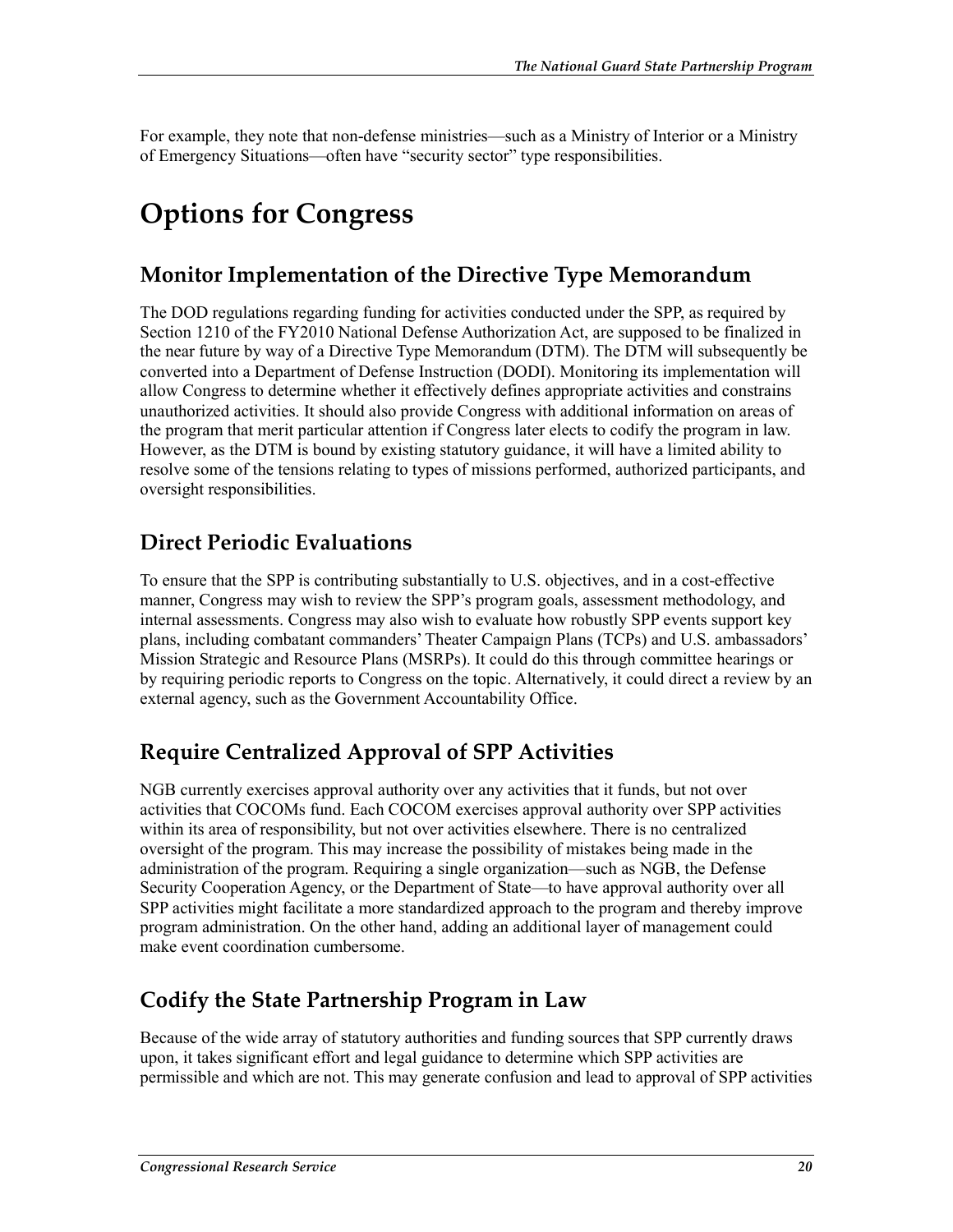For example, they note that non-defense ministries—such as a Ministry of Interior or a Ministry of Emergency Situations—often have "security sector" type responsibilities.

# Options for Congress

## Monitor Implementation of the Directive Type Memorandum

The DOD regulations regarding funding for activities conducted under the SPP, as required by Section 1210 of the FY2010 National Defense Authorization Act, are supposed to be finalized in the near future by way of a Directive Type Memorandum (DTM). The DTM will subsequently be converted into a Department of Defense Instruction (DODI). Monitoring its implementation will allow Congress to determine whether it effectively defines appropriate activities and constrains unauthorized activities. It should also provide Congress with additional information on areas of the program that merit particular attention if Congress later elects to codify the program in law. However, as the DTM is bound by existing statutory guidance, it will have a limited ability to resolve some of the tensions relating to types of missions performed, authorized participants, and oversight responsibilities.

## Direct Periodic Evaluations

To ensure that the SPP is contributing substantially to U.S. objectives, and in a cost-effective manner, Congress may wish to review the SPP's program goals, assessment methodology, and internal assessments. Congress may also wish to evaluate how robustly SPP events support key plans, including combatant commanders' Theater Campaign Plans (TCPs) and U.S. ambassadors' Mission Strategic and Resource Plans (MSRPs). It could do this through committee hearings or by requiring periodic reports to Congress on the topic. Alternatively, it could direct a review by an external agency, such as the Government Accountability Office.

## Require Centralized Approval of SPP Activities

NGB currently exercises approval authority over any activities that it funds, but not over activities that COCOMs fund. Each COCOM exercises approval authority over SPP activities within its area of responsibility, but not over activities elsewhere. There is no centralized oversight of the program. This may increase the possibility of mistakes being made in the administration of the program. Requiring a single organization—such as NGB, the Defense Security Cooperation Agency, or the Department of State—to have approval authority over all SPP activities might facilitate a more standardized approach to the program and thereby improve program administration. On the other hand, adding an additional layer of management could make event coordination cumbersome.

## Codify the State Partnership Program in Law

Because of the wide array of statutory authorities and funding sources that SPP currently draws upon, it takes significant effort and legal guidance to determine which SPP activities are permissible and which are not. This may generate confusion and lead to approval of SPP activities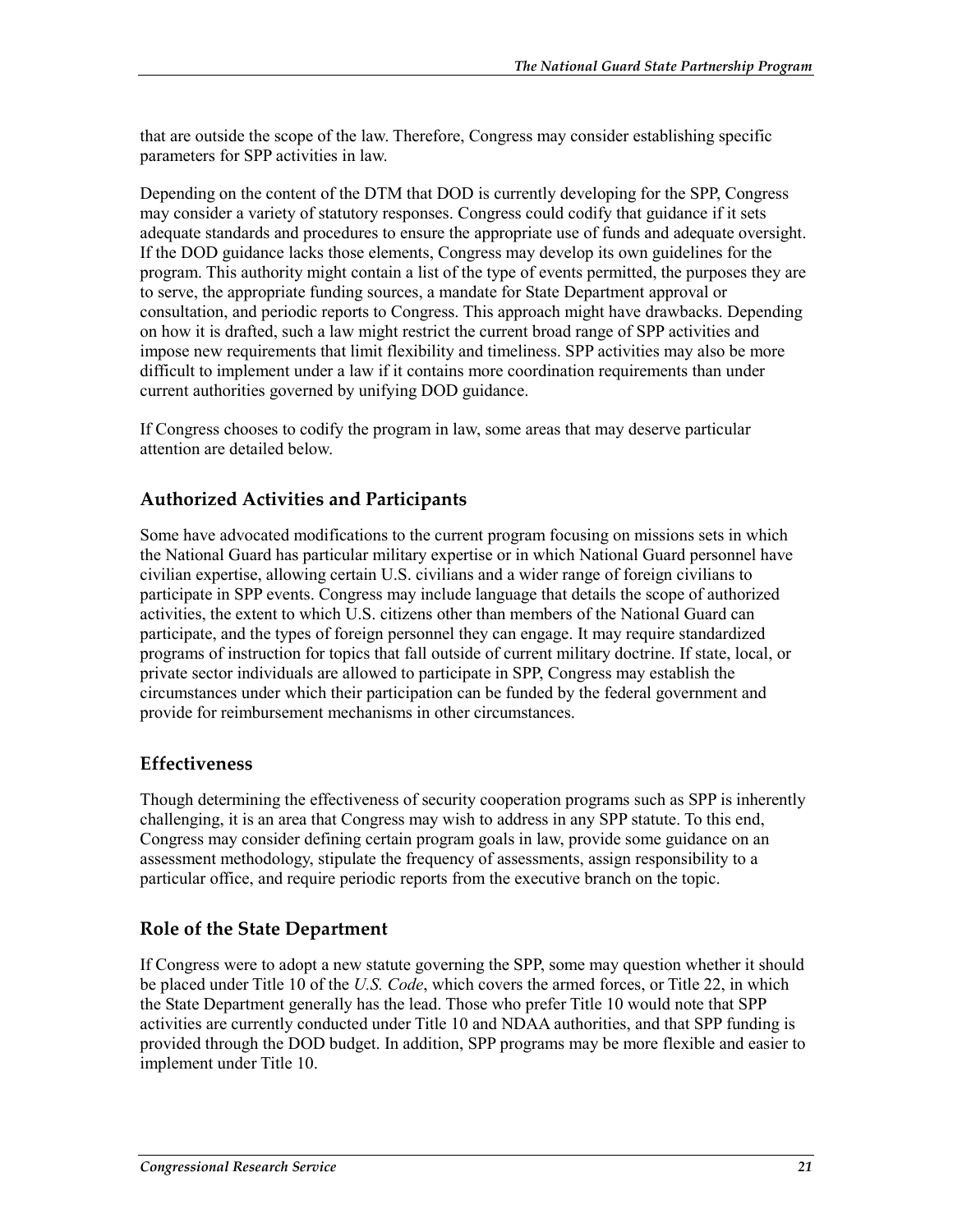that are outside the scope of the law. Therefore, Congress may consider establishing specific parameters for SPP activities in law.

Depending on the content of the DTM that DOD is currently developing for the SPP, Congress may consider a variety of statutory responses. Congress could codify that guidance if it sets adequate standards and procedures to ensure the appropriate use of funds and adequate oversight. If the DOD guidance lacks those elements, Congress may develop its own guidelines for the program. This authority might contain a list of the type of events permitted, the purposes they are to serve, the appropriate funding sources, a mandate for State Department approval or consultation, and periodic reports to Congress. This approach might have drawbacks. Depending on how it is drafted, such a law might restrict the current broad range of SPP activities and impose new requirements that limit flexibility and timeliness. SPP activities may also be more difficult to implement under a law if it contains more coordination requirements than under current authorities governed by unifying DOD guidance.

If Congress chooses to codify the program in law, some areas that may deserve particular attention are detailed below.

### Authorized Activities and Participants

Some have advocated modifications to the current program focusing on missions sets in which the National Guard has particular military expertise or in which National Guard personnel have civilian expertise, allowing certain U.S. civilians and a wider range of foreign civilians to participate in SPP events. Congress may include language that details the scope of authorized activities, the extent to which U.S. citizens other than members of the National Guard can participate, and the types of foreign personnel they can engage. It may require standardized programs of instruction for topics that fall outside of current military doctrine. If state, local, or private sector individuals are allowed to participate in SPP, Congress may establish the circumstances under which their participation can be funded by the federal government and provide for reimbursement mechanisms in other circumstances.

### Effectiveness

Though determining the effectiveness of security cooperation programs such as SPP is inherently challenging, it is an area that Congress may wish to address in any SPP statute. To this end, Congress may consider defining certain program goals in law, provide some guidance on an assessment methodology, stipulate the frequency of assessments, assign responsibility to a particular office, and require periodic reports from the executive branch on the topic.

### Role of the State Department

If Congress were to adopt a new statute governing the SPP, some may question whether it should be placed under Title 10 of the *U.S. Code*, which covers the armed forces, or Title 22, in which the State Department generally has the lead. Those who prefer Title 10 would note that SPP activities are currently conducted under Title 10 and NDAA authorities, and that SPP funding is provided through the DOD budget. In addition, SPP programs may be more flexible and easier to implement under Title 10.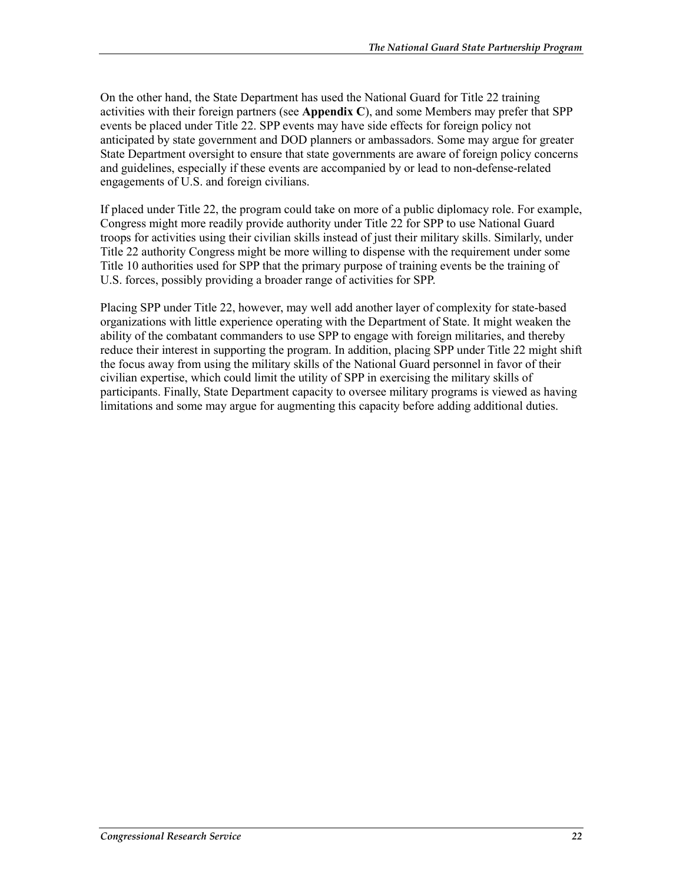On the other hand, the State Department has used the National Guard for Title 22 training activities with their foreign partners (see **Appendix C**), and some Members may prefer that SPP events be placed under Title 22. SPP events may have side effects for foreign policy not anticipated by state government and DOD planners or ambassadors. Some may argue for greater State Department oversight to ensure that state governments are aware of foreign policy concerns and guidelines, especially if these events are accompanied by or lead to non-defense-related engagements of U.S. and foreign civilians.

If placed under Title 22, the program could take on more of a public diplomacy role. For example, Congress might more readily provide authority under Title 22 for SPP to use National Guard troops for activities using their civilian skills instead of just their military skills. Similarly, under Title 22 authority Congress might be more willing to dispense with the requirement under some Title 10 authorities used for SPP that the primary purpose of training events be the training of U.S. forces, possibly providing a broader range of activities for SPP.

Placing SPP under Title 22, however, may well add another layer of complexity for state-based organizations with little experience operating with the Department of State. It might weaken the ability of the combatant commanders to use SPP to engage with foreign militaries, and thereby reduce their interest in supporting the program. In addition, placing SPP under Title 22 might shift the focus away from using the military skills of the National Guard personnel in favor of their civilian expertise, which could limit the utility of SPP in exercising the military skills of participants. Finally, State Department capacity to oversee military programs is viewed as having limitations and some may argue for augmenting this capacity before adding additional duties.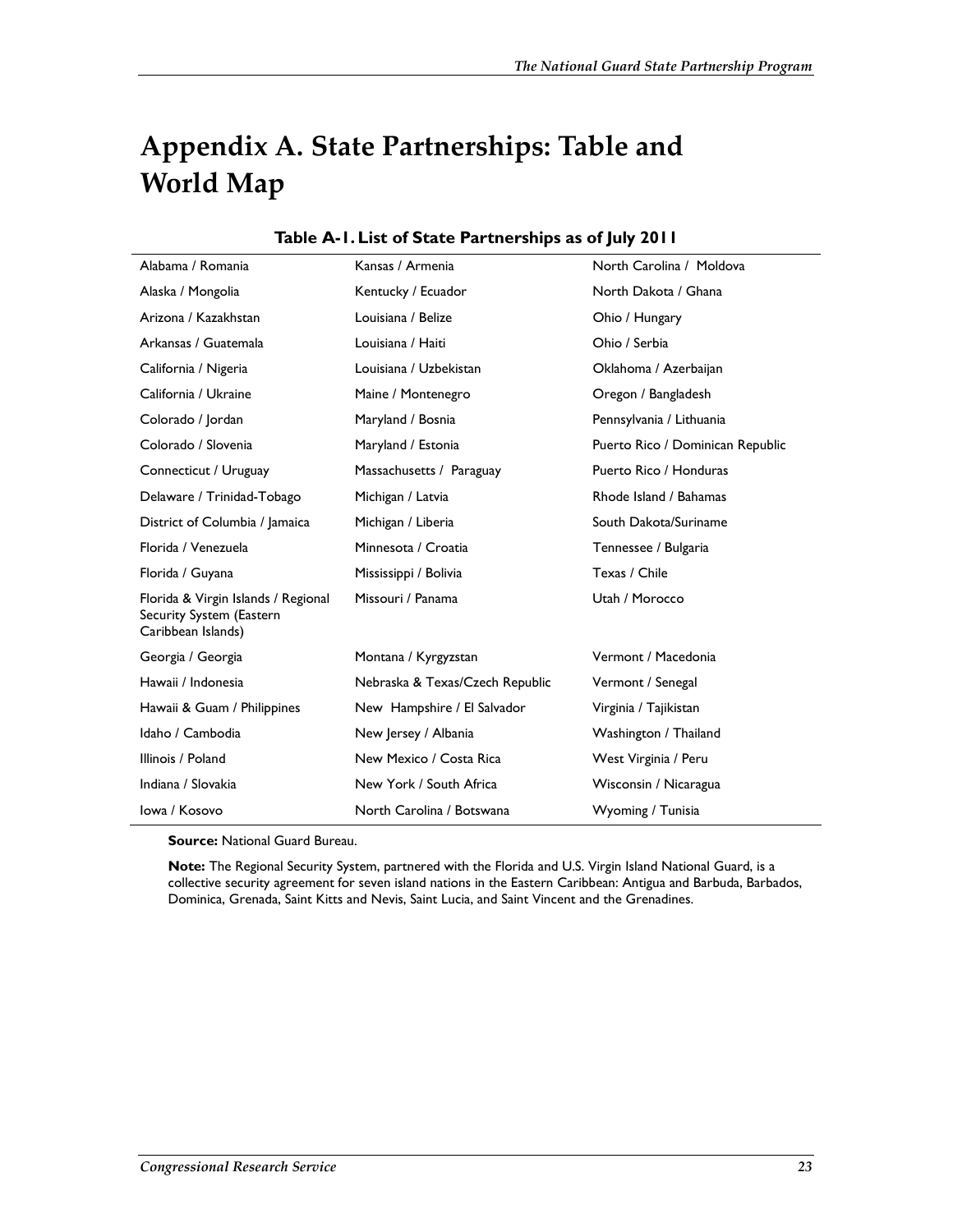# Appendix A. State Partnerships: Table and World Map

**Table A-1. List of State Partnerships as of July 2011**

| | | |
|---|---|---|
| Alabama / Romania | Kansas / Armenia | North Carolina / Moldova |
| Alaska / Mongolia | Kentucky / Ecuador | North Dakota / Ghana |
| Arizona / Kazakhstan | Louisiana / Belize | Ohio / Hungary |
| Arkansas / Guatemala | Louisiana / Haiti | Ohio / Serbia |
| California / Nigeria | Louisiana / Uzbekistan | Oklahoma / Azerbaijan |
| California / Ukraine | Maine / Montenegro | Oregon / Bangladesh |
| Colorado / Jordan | Maryland / Bosnia | Pennsylvania / Lithuania |
| Colorado / Slovenia | Maryland / Estonia | Puerto Rico / Dominican Republic |
| Connecticut / Uruguay | Massachusetts / Paraguay | Puerto Rico / Honduras |
| Delaware / Trinidad-Tobago | Michigan / Latvia | Rhode Island / Bahamas |
| District of Columbia / Jamaica | Michigan / Liberia | South Dakota/Suriname |
| Florida / Venezuela | Minnesota / Croatia | Tennessee / Bulgaria |
| Florida / Guyana | Mississippi / Bolivia | Texas / Chile |
| Florida & Virgin Islands / Regional Security System (Eastern Caribbean Islands) | Missouri / Panama | Utah / Morocco |
| Georgia / Georgia | Montana / Kyrgyzstan | Vermont / Macedonia |
| Hawaii / Indonesia | Nebraska & Texas/Czech Republic | Vermont / Senegal |
| Hawaii & Guam / Philippines | New Hampshire / El Salvador | Virginia / Tajikistan |
| Idaho / Cambodia | New Jersey / Albania | Washington / Thailand |
| Illinois / Poland | New Mexico / Costa Rica | West Virginia / Peru |
| Indiana / Slovakia | New York / South Africa | Wisconsin / Nicaragua |
| Iowa / Kosovo | North Carolina / Botswana | Wyoming / Tunisia |

**Source:** National Guard Bureau.

**Note:** The Regional Security System, partnered with the Florida and U.S. Virgin Island National Guard, is a collective security agreement for seven island nations in the Eastern Caribbean: Antigua and Barbuda, Barbados, Dominica, Grenada, Saint Kitts and Nevis, Saint Lucia, and Saint Vincent and the Grenadines.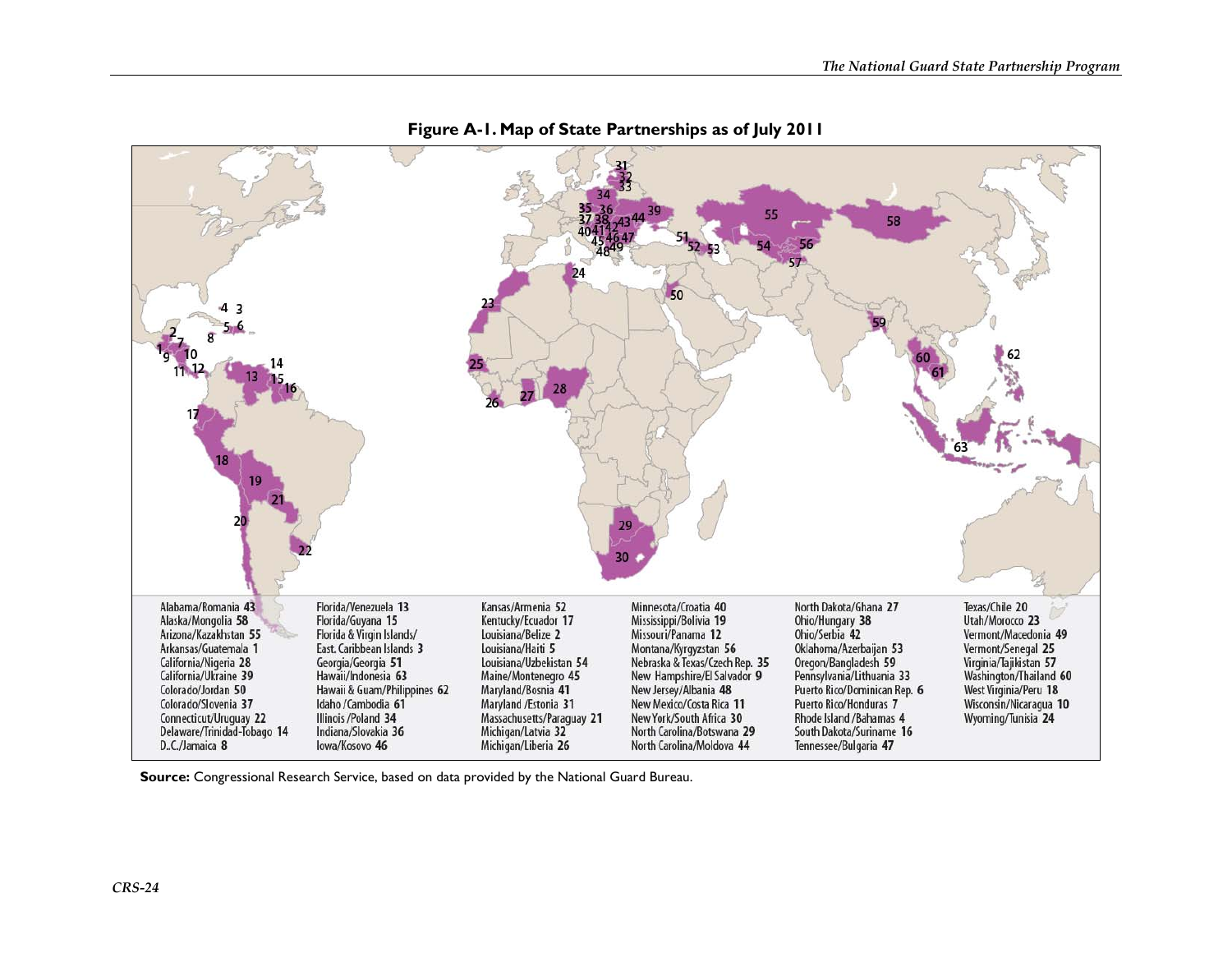**Figure A-1. Map of State Partnerships as of July 2011**

Alabama/Romania 43
Alaska/Mongolia 58
Arizona/Kazakhstan 55
Arkansas/Guatemala 1
California/Nigeria 28
California/Ukraine 39
Colorado/Jordan 50
Colorado/Slovenia 37
Connecticut/Uruguay 22
Delaware/Trinidad-Tobago 14
D.C./Jamaica 8
Florida/Venezuela 13
Florida/Guyana 15
Florida & Virgin Islands/ East. Caribbean Islands 3
Georgia/Georgia 51
Hawaii/Indonesia 63
Hawaii & Guam/Philippines 62
Idaho /Cambodia 61
Illinois /Poland 34
Indiana/Slovakia 36
Iowa/Kosovo 46
Kansas/Armenia 52
Kentucky/Ecuador 17
Louisiana/Belize 2
Louisiana/Haiti 5
Louisiana/Uzbekistan 54
Maine/Montenegro 45
Maryland/Bosnia 41
Maryland /Estonia 31
Massachusetts/Paraguay 21
Michigan/Latvia 32
Michigan/Liberia 26
Minnesota/Croatia 40
Mississippi/Bolivia 19
Missouri/Panama 12
Montana/Kyrgyzstan 56
Nebraska & Texas/Czech Rep. 35
New Hampshire/El Salvador 9
New Jersey/Albania 48
New Mexico/Costa Rica 11
New York/South Africa 30
North Carolina/Botswana 29
North Carolina/Moldova 44
North Dakota/Ghana 27
Ohio/Hungary 38
Ohio/Serbia 42
Oklahoma/Azerbaijan 53
Oregon/Bangladesh 59
Pennsylvania/Lithuania 33
Puerto Rico/Dominican Rep. 6
Puerto Rico/Honduras 7
Rhode Island /Bahamas 4
South Dakota/Suriname 16
Tennessee/Bulgaria 47
Texas/Chile 20
Utah/Morocco 23
Vermont/Macedonia 49
Vermont/Senegal 25
Virginia/Tajikistan 57
Washington/Thailand 60
West Virginia/Peru 18
Wisconsin/Nicaragua 10
Wyoming/Tunisia 24

**Source:** Congressional Research Service, based on data provided by the National Guard Bureau.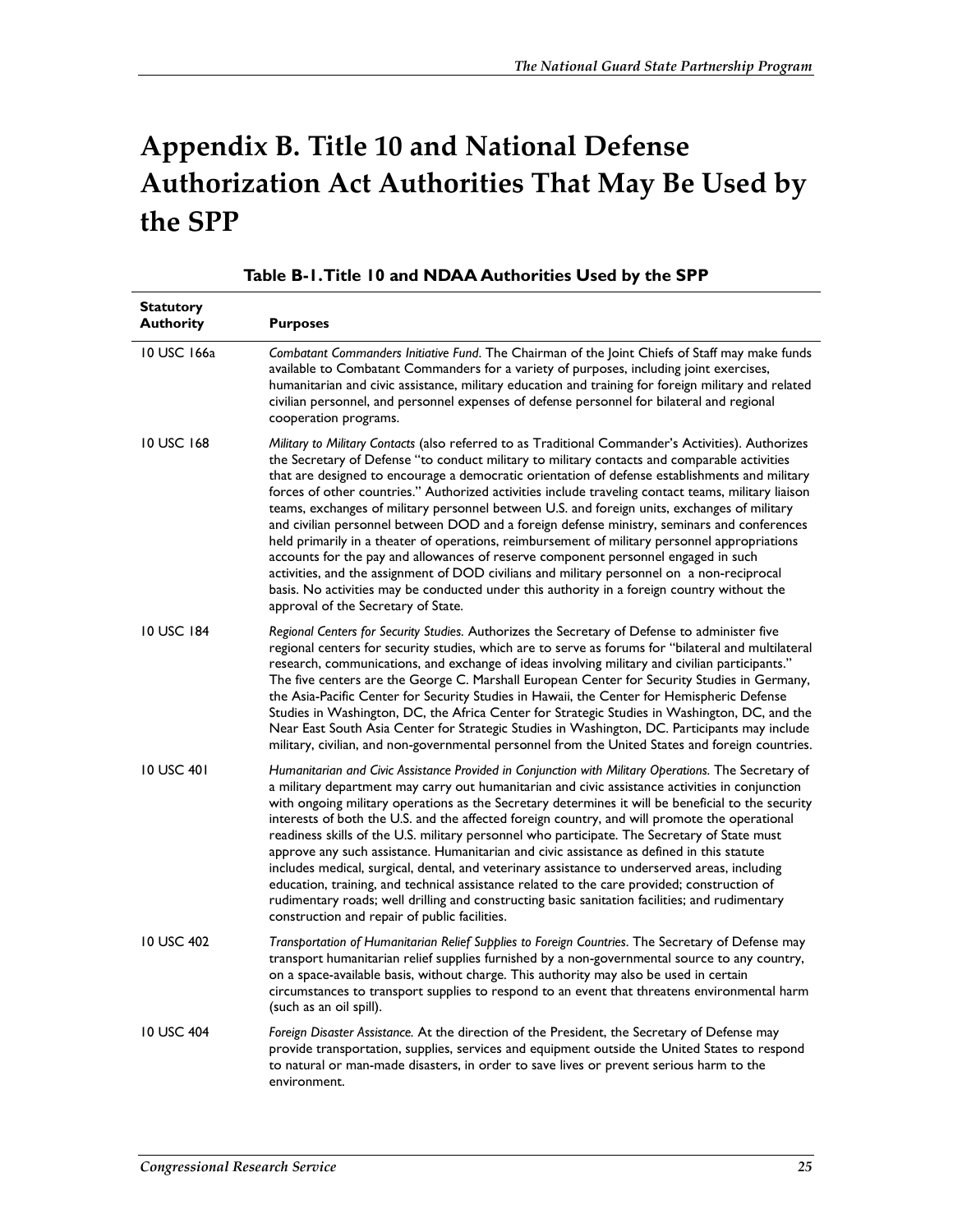# Appendix B. Title 10 and National Defense Authorization Act Authorities That May Be Used by the SPP

**Table B-1. Title 10 and NDAA Authorities Used by the SPP**

| Statutory Authority | Purposes |
| --- | --- |
| 10 USC 166a | *Combatant Commanders Initiative Fund*. The Chairman of the Joint Chiefs of Staff may make funds available to Combatant Commanders for a variety of purposes, including joint exercises, humanitarian and civic assistance, military education and training for foreign military and related civilian personnel, and personnel expenses of defense personnel for bilateral and regional cooperation programs. |
| 10 USC 168 | *Military to Military Contacts* (also referred to as Traditional Commander's Activities). Authorizes the Secretary of Defense "to conduct military to military contacts and comparable activities that are designed to encourage a democratic orientation of defense establishments and military forces of other countries." Authorized activities include traveling contact teams, military liaison teams, exchanges of military personnel between U.S. and foreign units, exchanges of military and civilian personnel between DOD and a foreign defense ministry, seminars and conferences held primarily in a theater of operations, reimbursement of military personnel appropriations accounts for the pay and allowances of reserve component personnel engaged in such activities, and the assignment of DOD civilians and military personnel on a non-reciprocal basis. No activities may be conducted under this authority in a foreign country without the approval of the Secretary of State. |
| 10 USC 184 | *Regional Centers for Security Studies.* Authorizes the Secretary of Defense to administer five regional centers for security studies, which are to serve as forums for "bilateral and multilateral research, communications, and exchange of ideas involving military and civilian participants." The five centers are the George C. Marshall European Center for Security Studies in Germany, the Asia-Pacific Center for Security Studies in Hawaii, the Center for Hemispheric Defense Studies in Washington, DC, the Africa Center for Strategic Studies in Washington, DC, and the Near East South Asia Center for Strategic Studies in Washington, DC. Participants may include military, civilian, and non-governmental personnel from the United States and foreign countries. |
| 10 USC 401 | *Humanitarian and Civic Assistance Provided in Conjunction with Military Operations.* The Secretary of a military department may carry out humanitarian and civic assistance activities in conjunction with ongoing military operations as the Secretary determines it will be beneficial to the security interests of both the U.S. and the affected foreign country, and will promote the operational readiness skills of the U.S. military personnel who participate. The Secretary of State must approve any such assistance. Humanitarian and civic assistance as defined in this statute includes medical, surgical, dental, and veterinary assistance to underserved areas, including education, training, and technical assistance related to the care provided; construction of rudimentary roads; well drilling and constructing basic sanitation facilities; and rudimentary construction and repair of public facilities. |
| 10 USC 402 | *Transportation of Humanitarian Relief Supplies to Foreign Countries*. The Secretary of Defense may transport humanitarian relief supplies furnished by a non-governmental source to any country, on a space-available basis, without charge. This authority may also be used in certain circumstances to transport supplies to respond to an event that threatens environmental harm (such as an oil spill). |
| 10 USC 404 | *Foreign Disaster Assistance.* At the direction of the President, the Secretary of Defense may provide transportation, supplies, services and equipment outside the United States to respond to natural or man-made disasters, in order to save lives or prevent serious harm to the environment. |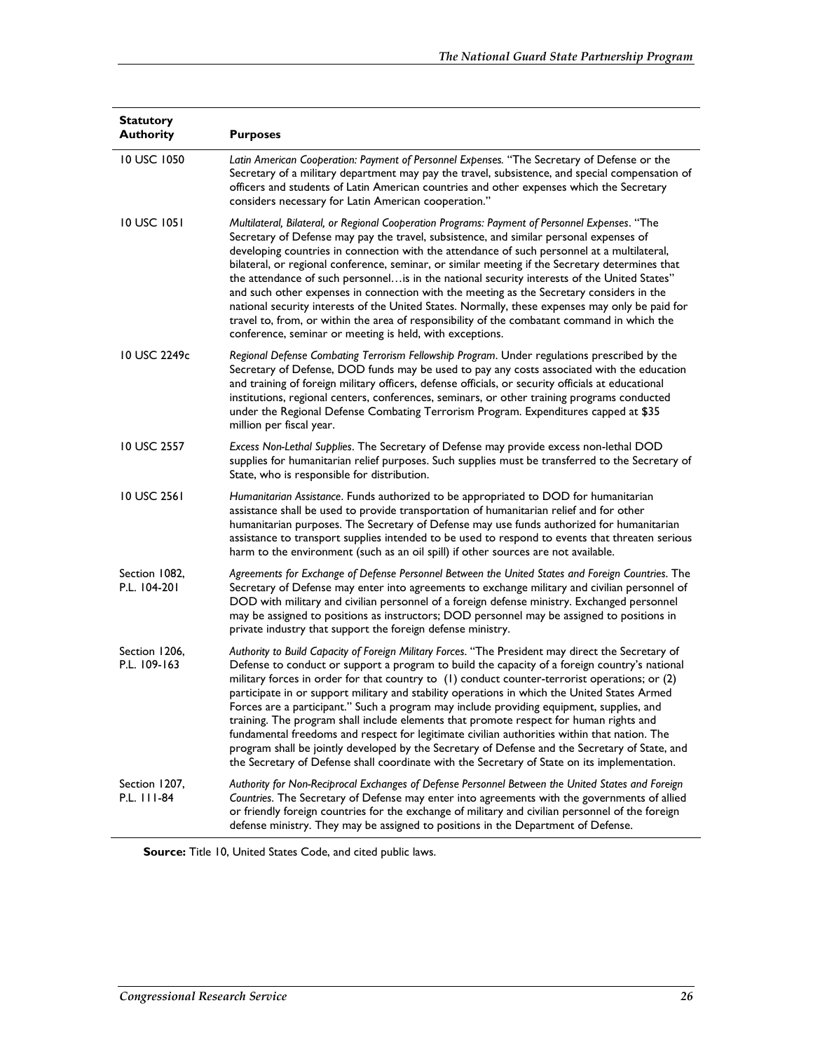| Statutory Authority | Purposes |
|---|---|
| 10 USC 1050 | *Latin American Cooperation: Payment of Personnel Expenses.* "The Secretary of Defense or the Secretary of a military department may pay the travel, subsistence, and special compensation of officers and students of Latin American countries and other expenses which the Secretary considers necessary for Latin American cooperation." |
| 10 USC 1051 | *Multilateral, Bilateral, or Regional Cooperation Programs: Payment of Personnel Expenses*. "The Secretary of Defense may pay the travel, subsistence, and similar personal expenses of developing countries in connection with the attendance of such personnel at a multilateral, bilateral, or regional conference, seminar, or similar meeting if the Secretary determines that the attendance of such personnel…is in the national security interests of the United States" and such other expenses in connection with the meeting as the Secretary considers in the national security interests of the United States. Normally, these expenses may only be paid for travel to, from, or within the area of responsibility of the combatant command in which the conference, seminar or meeting is held, with exceptions. |
| 10 USC 2249c | *Regional Defense Combating Terrorism Fellowship Program*. Under regulations prescribed by the Secretary of Defense, DOD funds may be used to pay any costs associated with the education and training of foreign military officers, defense officials, or security officials at educational institutions, regional centers, conferences, seminars, or other training programs conducted under the Regional Defense Combating Terrorism Program. Expenditures capped at $35 million per fiscal year. |
| 10 USC 2557 | *Excess Non-Lethal Supplies*. The Secretary of Defense may provide excess non-lethal DOD supplies for humanitarian relief purposes. Such supplies must be transferred to the Secretary of State, who is responsible for distribution. |
| 10 USC 2561 | *Humanitarian Assistance*. Funds authorized to be appropriated to DOD for humanitarian assistance shall be used to provide transportation of humanitarian relief and for other humanitarian purposes. The Secretary of Defense may use funds authorized for humanitarian assistance to transport supplies intended to be used to respond to events that threaten serious harm to the environment (such as an oil spill) if other sources are not available. |
| Section 1082, P.L. 104-201 | *Agreements for Exchange of Defense Personnel Between the United States and Foreign Countries*. The Secretary of Defense may enter into agreements to exchange military and civilian personnel of DOD with military and civilian personnel of a foreign defense ministry. Exchanged personnel may be assigned to positions as instructors; DOD personnel may be assigned to positions in private industry that support the foreign defense ministry. |
| Section 1206, P.L. 109-163 | *Authority to Build Capacity of Foreign Military Forces*. "The President may direct the Secretary of Defense to conduct or support a program to build the capacity of a foreign country's national military forces in order for that country to (1) conduct counter-terrorist operations; or (2) participate in or support military and stability operations in which the United States Armed Forces are a participant." Such a program may include providing equipment, supplies, and training. The program shall include elements that promote respect for human rights and fundamental freedoms and respect for legitimate civilian authorities within that nation. The program shall be jointly developed by the Secretary of Defense and the Secretary of State, and the Secretary of Defense shall coordinate with the Secretary of State on its implementation. |
| Section 1207, P.L. 111-84 | *Authority for Non-Reciprocal Exchanges of Defense Personnel Between the United States and Foreign Countries*. The Secretary of Defense may enter into agreements with the governments of allied or friendly foreign countries for the exchange of military and civilian personnel of the foreign defense ministry. They may be assigned to positions in the Department of Defense. |

**Source:** Title 10, United States Code, and cited public laws.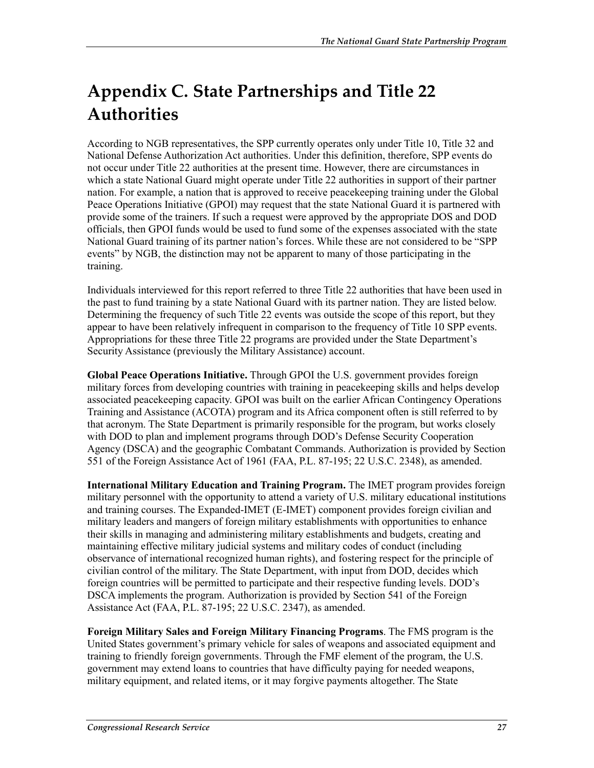# Appendix C. State Partnerships and Title 22 Authorities

According to NGB representatives, the SPP currently operates only under Title 10, Title 32 and National Defense Authorization Act authorities. Under this definition, therefore, SPP events do not occur under Title 22 authorities at the present time. However, there are circumstances in which a state National Guard might operate under Title 22 authorities in support of their partner nation. For example, a nation that is approved to receive peacekeeping training under the Global Peace Operations Initiative (GPOI) may request that the state National Guard it is partnered with provide some of the trainers. If such a request were approved by the appropriate DOS and DOD officials, then GPOI funds would be used to fund some of the expenses associated with the state National Guard training of its partner nation's forces. While these are not considered to be "SPP events" by NGB, the distinction may not be apparent to many of those participating in the training.

Individuals interviewed for this report referred to three Title 22 authorities that have been used in the past to fund training by a state National Guard with its partner nation. They are listed below. Determining the frequency of such Title 22 events was outside the scope of this report, but they appear to have been relatively infrequent in comparison to the frequency of Title 10 SPP events. Appropriations for these three Title 22 programs are provided under the State Department's Security Assistance (previously the Military Assistance) account.

**Global Peace Operations Initiative.** Through GPOI the U.S. government provides foreign military forces from developing countries with training in peacekeeping skills and helps develop associated peacekeeping capacity. GPOI was built on the earlier African Contingency Operations Training and Assistance (ACOTA) program and its Africa component often is still referred to by that acronym. The State Department is primarily responsible for the program, but works closely with DOD to plan and implement programs through DOD's Defense Security Cooperation Agency (DSCA) and the geographic Combatant Commands. Authorization is provided by Section 551 of the Foreign Assistance Act of 1961 (FAA, P.L. 87-195; 22 U.S.C. 2348), as amended.

**International Military Education and Training Program.** The IMET program provides foreign military personnel with the opportunity to attend a variety of U.S. military educational institutions and training courses. The Expanded-IMET (E-IMET) component provides foreign civilian and military leaders and mangers of foreign military establishments with opportunities to enhance their skills in managing and administering military establishments and budgets, creating and maintaining effective military judicial systems and military codes of conduct (including observance of international recognized human rights), and fostering respect for the principle of civilian control of the military. The State Department, with input from DOD, decides which foreign countries will be permitted to participate and their respective funding levels. DOD's DSCA implements the program. Authorization is provided by Section 541 of the Foreign Assistance Act (FAA, P.L. 87-195; 22 U.S.C. 2347), as amended.

**Foreign Military Sales and Foreign Military Financing Programs**. The FMS program is the United States government's primary vehicle for sales of weapons and associated equipment and training to friendly foreign governments. Through the FMF element of the program, the U.S. government may extend loans to countries that have difficulty paying for needed weapons, military equipment, and related items, or it may forgive payments altogether. The State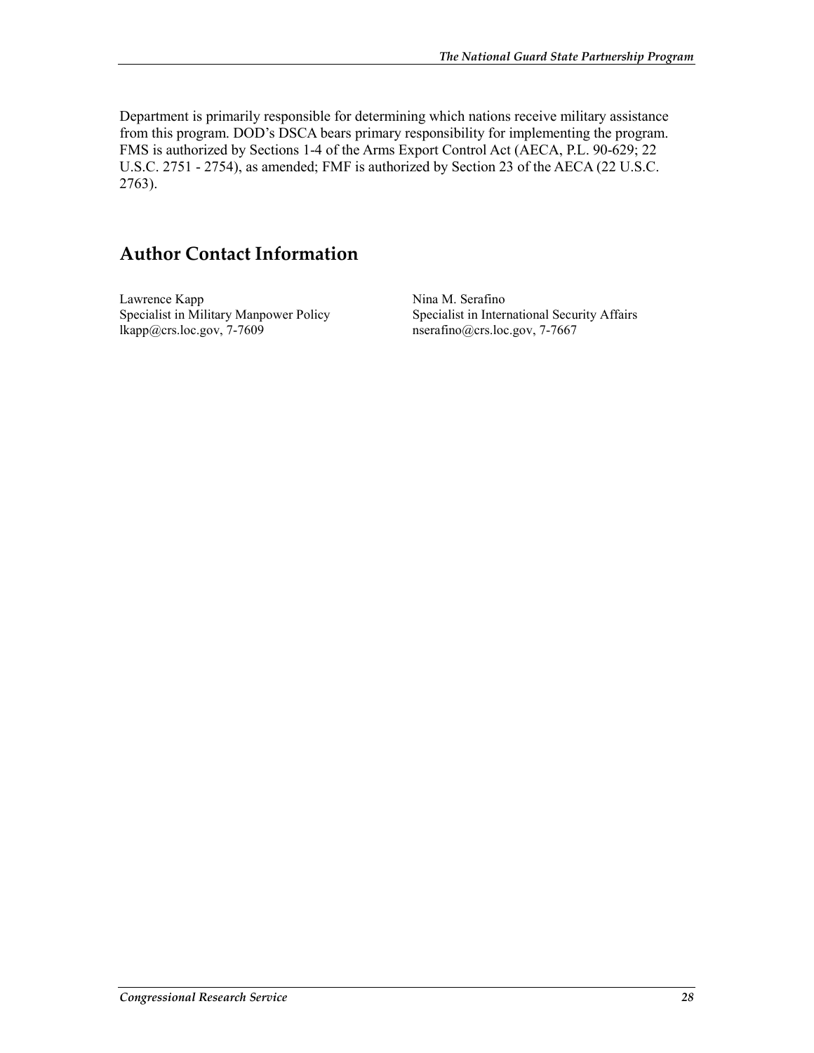Department is primarily responsible for determining which nations receive military assistance from this program. DOD's DSCA bears primary responsibility for implementing the program. FMS is authorized by Sections 1-4 of the Arms Export Control Act (AECA, P.L. 90-629; 22 U.S.C. 2751 - 2754), as amended; FMF is authorized by Section 23 of the AECA (22 U.S.C. 2763).

## Author Contact Information

Lawrence Kapp
Specialist in Military Manpower Policy
lkapp@crs.loc.gov, 7-7609

Nina M. Serafino
Specialist in International Security Affairs
nserafino@crs.loc.gov, 7-7667